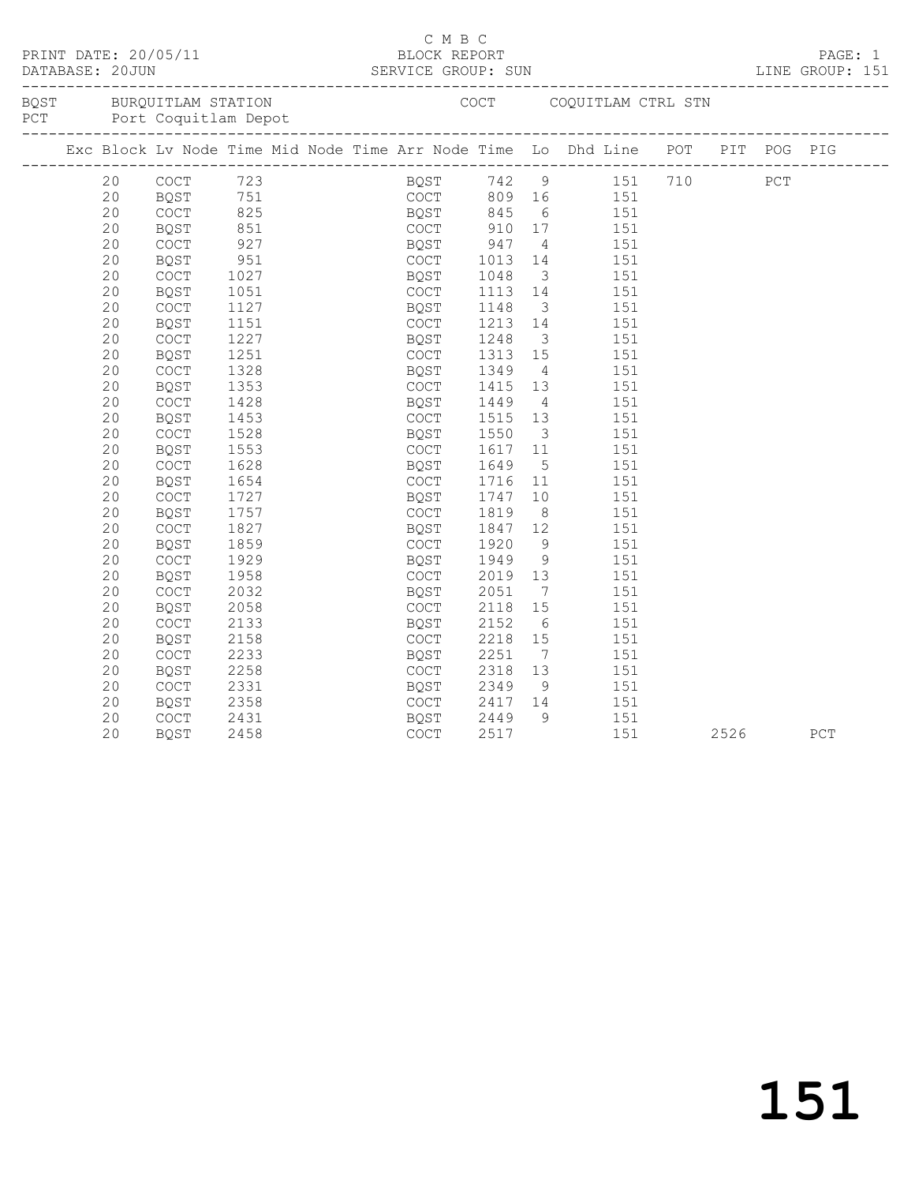C M B C

PRINT DATE: 20/05/11 BLOCK REPORT

DATABASE: 20JUN SERVICE GROUP: SUN LINE GROUP: 151

BQST BURQUITLAM STATION COCT COQUITLAM CTRL STN
PCT Port Coquitlam Depot

| Exc | Block | Lv Node | Time | Mid Node | Time | Arr Node | Time | Lo | Dhd Line | POT | PIT | POG | PIG |
|---|---|---|---|---|---|---|---|---|---|---|---|---|---|
| | 20 | COCT | 723 | | | BQST | 742 | 9 | 151 | 710 | | PCT | |
| | 20 | BQST | 751 | | | COCT | 809 | 16 | 151 | | | | |
| | 20 | COCT | 825 | | | BQST | 845 | 6 | 151 | | | | |
| | 20 | BQST | 851 | | | COCT | 910 | 17 | 151 | | | | |
| | 20 | COCT | 927 | | | BQST | 947 | 4 | 151 | | | | |
| | 20 | BQST | 951 | | | COCT | 1013 | 14 | 151 | | | | |
| | 20 | COCT | 1027 | | | BQST | 1048 | 3 | 151 | | | | |
| | 20 | BQST | 1051 | | | COCT | 1113 | 14 | 151 | | | | |
| | 20 | COCT | 1127 | | | BQST | 1148 | 3 | 151 | | | | |
| | 20 | BQST | 1151 | | | COCT | 1213 | 14 | 151 | | | | |
| | 20 | COCT | 1227 | | | BQST | 1248 | 3 | 151 | | | | |
| | 20 | BQST | 1251 | | | COCT | 1313 | 15 | 151 | | | | |
| | 20 | COCT | 1328 | | | BQST | 1349 | 4 | 151 | | | | |
| | 20 | BQST | 1353 | | | COCT | 1415 | 13 | 151 | | | | |
| | 20 | COCT | 1428 | | | BQST | 1449 | 4 | 151 | | | | |
| | 20 | BQST | 1453 | | | COCT | 1515 | 13 | 151 | | | | |
| | 20 | COCT | 1528 | | | BQST | 1550 | 3 | 151 | | | | |
| | 20 | BQST | 1553 | | | COCT | 1617 | 11 | 151 | | | | |
| | 20 | COCT | 1628 | | | BQST | 1649 | 5 | 151 | | | | |
| | 20 | BQST | 1654 | | | COCT | 1716 | 11 | 151 | | | | |
| | 20 | COCT | 1727 | | | BQST | 1747 | 10 | 151 | | | | |
| | 20 | BQST | 1757 | | | COCT | 1819 | 8 | 151 | | | | |
| | 20 | COCT | 1827 | | | BQST | 1847 | 12 | 151 | | | | |
| | 20 | BQST | 1859 | | | COCT | 1920 | 9 | 151 | | | | |
| | 20 | COCT | 1929 | | | BQST | 1949 | 9 | 151 | | | | |
| | 20 | BQST | 1958 | | | COCT | 2019 | 13 | 151 | | | | |
| | 20 | COCT | 2032 | | | BQST | 2051 | 7 | 151 | | | | |
| | 20 | BQST | 2058 | | | COCT | 2118 | 15 | 151 | | | | |
| | 20 | COCT | 2133 | | | BQST | 2152 | 6 | 151 | | | | |
| | 20 | BQST | 2158 | | | COCT | 2218 | 15 | 151 | | | | |
| | 20 | COCT | 2233 | | | BQST | 2251 | 7 | 151 | | | | |
| | 20 | BQST | 2258 | | | COCT | 2318 | 13 | 151 | | | | |
| | 20 | COCT | 2331 | | | BQST | 2349 | 9 | 151 | | | | |
| | 20 | BQST | 2358 | | | COCT | 2417 | 14 | 151 | | | | |
| | 20 | COCT | 2431 | | | BQST | 2449 | 9 | 151 | | | | |
| | 20 | BQST | 2458 | | | COCT | 2517 | | 151 | | 2526 | | PCT |

# 151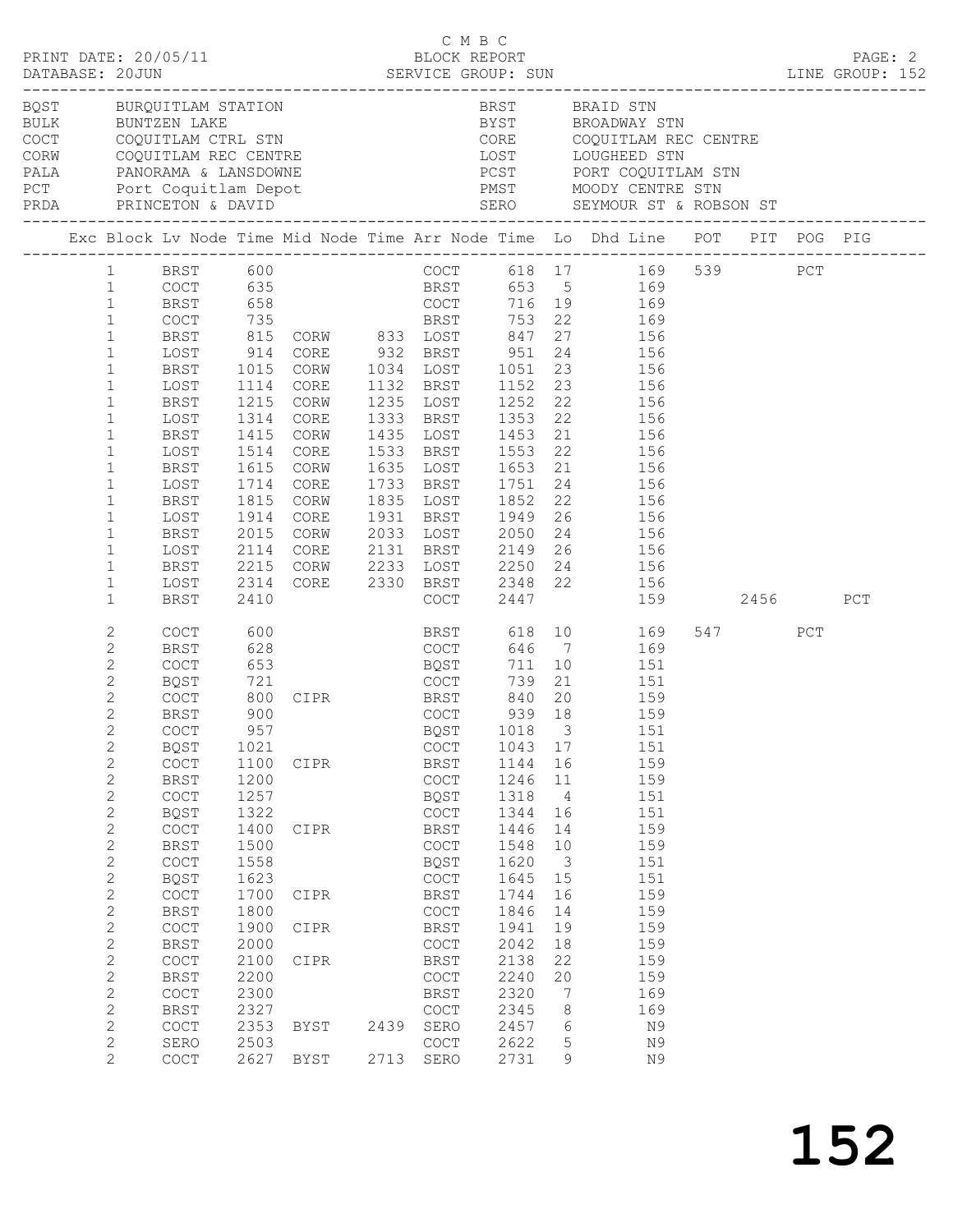C M B C

PRINT DATE: 20/05/11 BLOCK REPORT

DATABASE: 20JUN SERVICE GROUP: SUN LINE GROUP: 152

| Code | Name | Code | Name |
|---|---|---|---|
| BQST | BURQUITLAM STATION | BRST | BRAID STN |
| BULK | BUNTZEN LAKE | BYST | BROADWAY STN |
| COCT | COQUITLAM CTRL STN | CORE | COQUITLAM REC CENTRE |
| CORW | COQUITLAM REC CENTRE | LOST | LOUGHEED STN |
| PALA | PANORAMA & LANSDOWNE | PCST | PORT COQUITLAM STN |
| PCT | Port Coquitlam Depot | PMST | MOODY CENTRE STN |
| PRDA | PRINCETON & DAVID | SERO | SEYMOUR ST & ROBSON ST |

| Exc | Block | Lv Node | Time | Mid Node | Time | Arr Node | Time | Lo | Dhd Line | POT | PIT | POG | PIG |
|---|---|---|---|---|---|---|---|---|---|---|---|---|---|
| | 1 | BRST | 600 | | | COCT | 618 | 17 | 169 | 539 | | PCT | |
| | 1 | COCT | 635 | | | BRST | 653 | 5 | 169 | | | | |
| | 1 | BRST | 658 | | | COCT | 716 | 19 | 169 | | | | |
| | 1 | COCT | 735 | | | BRST | 753 | 22 | 169 | | | | |
| | 1 | BRST | 815 | CORW | 833 | LOST | 847 | 27 | 156 | | | | |
| | 1 | LOST | 914 | CORE | 932 | BRST | 951 | 24 | 156 | | | | |
| | 1 | BRST | 1015 | CORW | 1034 | LOST | 1051 | 23 | 156 | | | | |
| | 1 | LOST | 1114 | CORE | 1132 | BRST | 1152 | 23 | 156 | | | | |
| | 1 | BRST | 1215 | CORW | 1235 | LOST | 1252 | 22 | 156 | | | | |
| | 1 | LOST | 1314 | CORE | 1333 | BRST | 1353 | 22 | 156 | | | | |
| | 1 | BRST | 1415 | CORW | 1435 | LOST | 1453 | 21 | 156 | | | | |
| | 1 | LOST | 1514 | CORE | 1533 | BRST | 1553 | 22 | 156 | | | | |
| | 1 | BRST | 1615 | CORW | 1635 | LOST | 1653 | 21 | 156 | | | | |
| | 1 | LOST | 1714 | CORE | 1733 | BRST | 1751 | 24 | 156 | | | | |
| | 1 | BRST | 1815 | CORW | 1835 | LOST | 1852 | 22 | 156 | | | | |
| | 1 | LOST | 1914 | CORE | 1931 | BRST | 1949 | 26 | 156 | | | | |
| | 1 | BRST | 2015 | CORW | 2033 | LOST | 2050 | 24 | 156 | | | | |
| | 1 | LOST | 2114 | CORE | 2131 | BRST | 2149 | 26 | 156 | | | | |
| | 1 | BRST | 2215 | CORW | 2233 | LOST | 2250 | 24 | 156 | | | | |
| | 1 | LOST | 2314 | CORE | 2330 | BRST | 2348 | 22 | 156 | | | | |
| | 1 | BRST | 2410 | | | COCT | 2447 | | 159 | | 2456 | | PCT |
| | 2 | COCT | 600 | | | BRST | 618 | 10 | 169 | 547 | | PCT | |
| | 2 | BRST | 628 | | | COCT | 646 | 7 | 169 | | | | |
| | 2 | COCT | 653 | | | BQST | 711 | 10 | 151 | | | | |
| | 2 | BQST | 721 | | | COCT | 739 | 21 | 151 | | | | |
| | 2 | COCT | 800 | CIPR | | BRST | 840 | 20 | 159 | | | | |
| | 2 | BRST | 900 | | | COCT | 939 | 18 | 159 | | | | |
| | 2 | COCT | 957 | | | BQST | 1018 | 3 | 151 | | | | |
| | 2 | BQST | 1021 | | | COCT | 1043 | 17 | 151 | | | | |
| | 2 | COCT | 1100 | CIPR | | BRST | 1144 | 16 | 159 | | | | |
| | 2 | BRST | 1200 | | | COCT | 1246 | 11 | 159 | | | | |
| | 2 | COCT | 1257 | | | BQST | 1318 | 4 | 151 | | | | |
| | 2 | BQST | 1322 | | | COCT | 1344 | 16 | 151 | | | | |
| | 2 | COCT | 1400 | CIPR | | BRST | 1446 | 14 | 159 | | | | |
| | 2 | BRST | 1500 | | | COCT | 1548 | 10 | 159 | | | | |
| | 2 | COCT | 1558 | | | BQST | 1620 | 3 | 151 | | | | |
| | 2 | BQST | 1623 | | | COCT | 1645 | 15 | 151 | | | | |
| | 2 | COCT | 1700 | CIPR | | BRST | 1744 | 16 | 159 | | | | |
| | 2 | BRST | 1800 | | | COCT | 1846 | 14 | 159 | | | | |
| | 2 | COCT | 1900 | CIPR | | BRST | 1941 | 19 | 159 | | | | |
| | 2 | BRST | 2000 | | | COCT | 2042 | 18 | 159 | | | | |
| | 2 | COCT | 2100 | CIPR | | BRST | 2138 | 22 | 159 | | | | |
| | 2 | BRST | 2200 | | | COCT | 2240 | 20 | 159 | | | | |
| | 2 | COCT | 2300 | | | BRST | 2320 | 7 | 169 | | | | |
| | 2 | BRST | 2327 | | | COCT | 2345 | 8 | 169 | | | | |
| | 2 | COCT | 2353 | BYST | 2439 | SERO | 2457 | 6 | N9 | | | | |
| | 2 | SERO | 2503 | | | COCT | 2622 | 5 | N9 | | | | |
| | 2 | COCT | 2627 | BYST | 2713 | SERO | 2731 | 9 | N9 | | | | |

152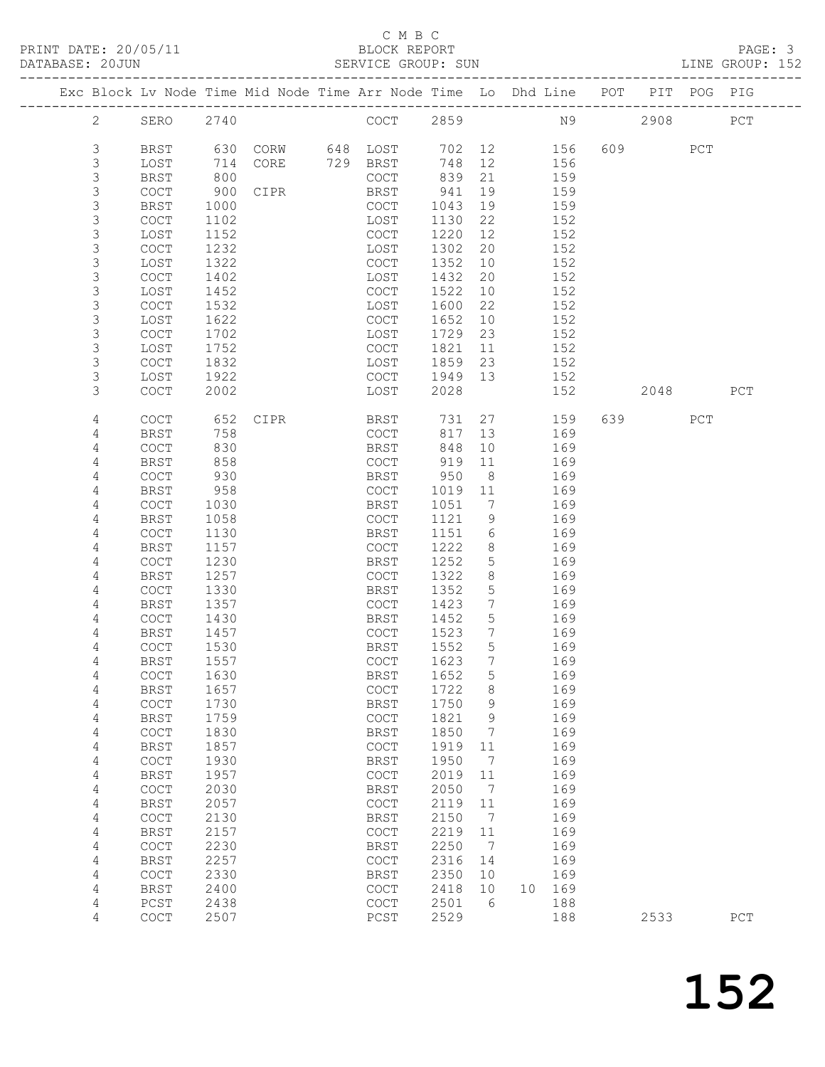C M B C

PRINT DATE: 20/05/11 BLOCK REPORT

DATABASE: 20JUN SERVICE GROUP: SUN LINE GROUP: 152

| Exc | Block | Lv | Node | Time | Mid Node | Time | Arr Node | Time | Lo | Dhd Line | POT | PIT | POG | PIG |
|---|---|---|---|---|---|---|---|---|---|---|---|---|---|---|
| | 2 | | SERO | 2740 | | | COCT | 2859 | | N9 | | 2908 | | PCT |
| | 3 | | BRST | 630 | CORW | 648 | LOST | 702 | 12 | 156 | 609 | | PCT | |
| | 3 | | LOST | 714 | CORE | 729 | BRST | 748 | 12 | 156 | | | | |
| | 3 | | BRST | 800 | | | COCT | 839 | 21 | 159 | | | | |
| | 3 | | COCT | 900 | CIPR | | BRST | 941 | 19 | 159 | | | | |
| | 3 | | BRST | 1000 | | | COCT | 1043 | 19 | 159 | | | | |
| | 3 | | COCT | 1102 | | | LOST | 1130 | 22 | 152 | | | | |
| | 3 | | LOST | 1152 | | | COCT | 1220 | 12 | 152 | | | | |
| | 3 | | COCT | 1232 | | | LOST | 1302 | 20 | 152 | | | | |
| | 3 | | LOST | 1322 | | | COCT | 1352 | 10 | 152 | | | | |
| | 3 | | COCT | 1402 | | | LOST | 1432 | 20 | 152 | | | | |
| | 3 | | LOST | 1452 | | | COCT | 1522 | 10 | 152 | | | | |
| | 3 | | COCT | 1532 | | | LOST | 1600 | 22 | 152 | | | | |
| | 3 | | LOST | 1622 | | | COCT | 1652 | 10 | 152 | | | | |
| | 3 | | COCT | 1702 | | | LOST | 1729 | 23 | 152 | | | | |
| | 3 | | LOST | 1752 | | | COCT | 1821 | 11 | 152 | | | | |
| | 3 | | COCT | 1832 | | | LOST | 1859 | 23 | 152 | | | | |
| | 3 | | LOST | 1922 | | | COCT | 1949 | 13 | 152 | | | | |
| | 3 | | COCT | 2002 | | | LOST | 2028 | | 152 | | 2048 | | PCT |
| | 4 | | COCT | 652 | CIPR | | BRST | 731 | 27 | 159 | 639 | | PCT | |
| | 4 | | BRST | 758 | | | COCT | 817 | 13 | 169 | | | | |
| | 4 | | COCT | 830 | | | BRST | 848 | 10 | 169 | | | | |
| | 4 | | BRST | 858 | | | COCT | 919 | 11 | 169 | | | | |
| | 4 | | COCT | 930 | | | BRST | 950 | 8 | 169 | | | | |
| | 4 | | BRST | 958 | | | COCT | 1019 | 11 | 169 | | | | |
| | 4 | | COCT | 1030 | | | BRST | 1051 | 7 | 169 | | | | |
| | 4 | | BRST | 1058 | | | COCT | 1121 | 9 | 169 | | | | |
| | 4 | | COCT | 1130 | | | BRST | 1151 | 6 | 169 | | | | |
| | 4 | | BRST | 1157 | | | COCT | 1222 | 8 | 169 | | | | |
| | 4 | | COCT | 1230 | | | BRST | 1252 | 5 | 169 | | | | |
| | 4 | | BRST | 1257 | | | COCT | 1322 | 8 | 169 | | | | |
| | 4 | | COCT | 1330 | | | BRST | 1352 | 5 | 169 | | | | |
| | 4 | | BRST | 1357 | | | COCT | 1423 | 7 | 169 | | | | |
| | 4 | | COCT | 1430 | | | BRST | 1452 | 5 | 169 | | | | |
| | 4 | | BRST | 1457 | | | COCT | 1523 | 7 | 169 | | | | |
| | 4 | | COCT | 1530 | | | BRST | 1552 | 5 | 169 | | | | |
| | 4 | | BRST | 1557 | | | COCT | 1623 | 7 | 169 | | | | |
| | 4 | | COCT | 1630 | | | BRST | 1652 | 5 | 169 | | | | |
| | 4 | | BRST | 1657 | | | COCT | 1722 | 8 | 169 | | | | |
| | 4 | | COCT | 1730 | | | BRST | 1750 | 9 | 169 | | | | |
| | 4 | | BRST | 1759 | | | COCT | 1821 | 9 | 169 | | | | |
| | 4 | | COCT | 1830 | | | BRST | 1850 | 7 | 169 | | | | |
| | 4 | | BRST | 1857 | | | COCT | 1919 | 11 | 169 | | | | |
| | 4 | | COCT | 1930 | | | BRST | 1950 | 7 | 169 | | | | |
| | 4 | | BRST | 1957 | | | COCT | 2019 | 11 | 169 | | | | |
| | 4 | | COCT | 2030 | | | BRST | 2050 | 7 | 169 | | | | |
| | 4 | | BRST | 2057 | | | COCT | 2119 | 11 | 169 | | | | |
| | 4 | | COCT | 2130 | | | BRST | 2150 | 7 | 169 | | | | |
| | 4 | | BRST | 2157 | | | COCT | 2219 | 11 | 169 | | | | |
| | 4 | | COCT | 2230 | | | BRST | 2250 | 7 | 169 | | | | |
| | 4 | | BRST | 2257 | | | COCT | 2316 | 14 | 169 | | | | |
| | 4 | | COCT | 2330 | | | BRST | 2350 | 10 | 169 | | | | |
| | 4 | | BRST | 2400 | | | COCT | 2418 | 10 | 10 169 | | | | |
| | 4 | | PCST | 2438 | | | COCT | 2501 | 6 | 188 | | | | |
| | 4 | | COCT | 2507 | | | PCST | 2529 | | 188 | | 2533 | | PCT |

152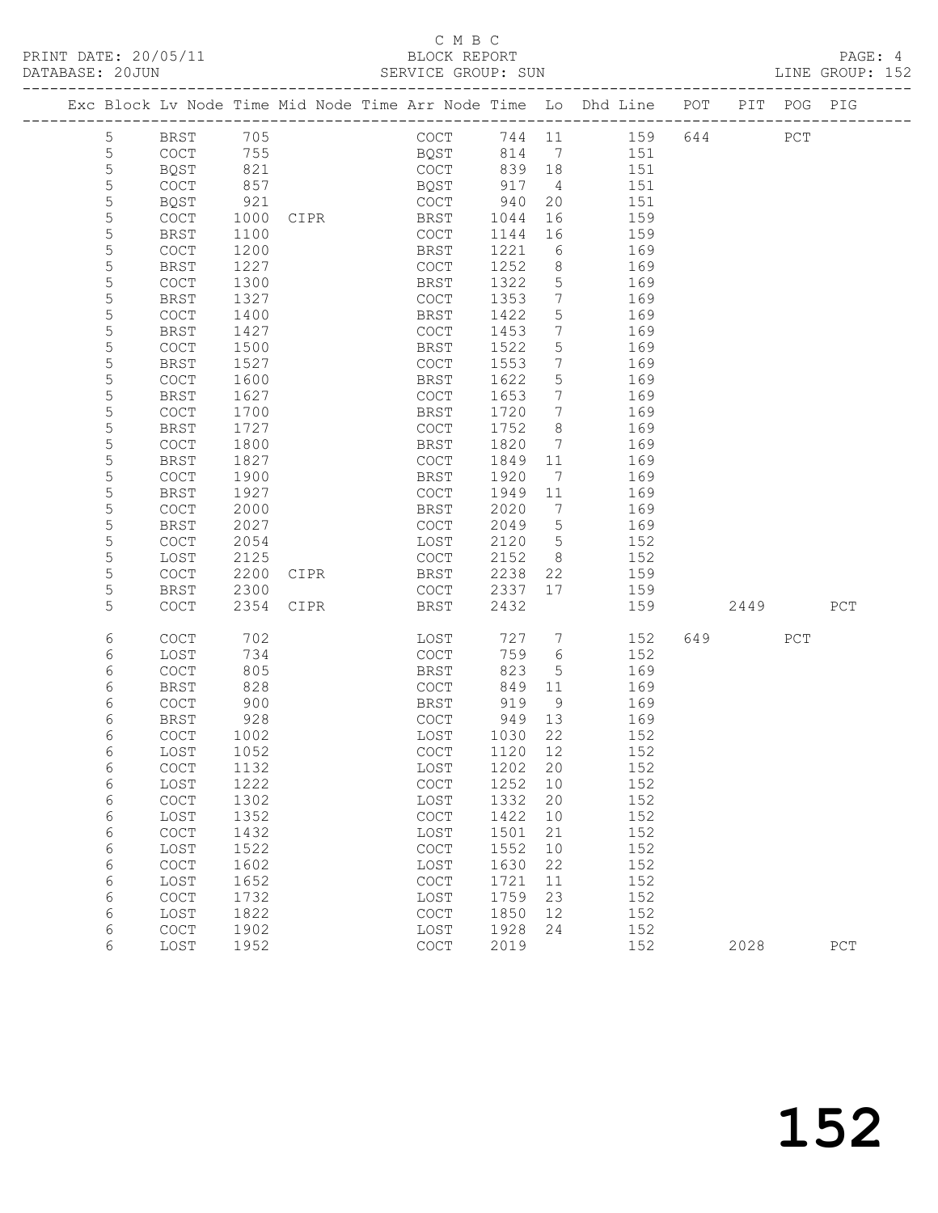C M B C
PRINT DATE: 20/05/11 BLOCK REPORT
DATABASE: 20JUN SERVICE GROUP: SUN LINE GROUP: 152

| Exc | Block | Lv | Node | Time | Mid Node | Time | Arr Node | Time | Lo | Dhd Line | POT | PIT | POG | PIG |
|---|---|---|---|---|---|---|---|---|---|---|---|---|---|---|
| | 5 | | BRST | 705 | | | COCT | 744 | 11 | 159 | 644 | | PCT | |
| | 5 | | COCT | 755 | | | BQST | 814 | 7 | 151 | | | | |
| | 5 | | BQST | 821 | | | COCT | 839 | 18 | 151 | | | | |
| | 5 | | COCT | 857 | | | BQST | 917 | 4 | 151 | | | | |
| | 5 | | BQST | 921 | | | COCT | 940 | 20 | 151 | | | | |
| | 5 | | COCT | 1000 | CIPR | | BRST | 1044 | 16 | 159 | | | | |
| | 5 | | BRST | 1100 | | | COCT | 1144 | 16 | 159 | | | | |
| | 5 | | COCT | 1200 | | | BRST | 1221 | 6 | 169 | | | | |
| | 5 | | BRST | 1227 | | | COCT | 1252 | 8 | 169 | | | | |
| | 5 | | COCT | 1300 | | | BRST | 1322 | 5 | 169 | | | | |
| | 5 | | BRST | 1327 | | | COCT | 1353 | 7 | 169 | | | | |
| | 5 | | COCT | 1400 | | | BRST | 1422 | 5 | 169 | | | | |
| | 5 | | BRST | 1427 | | | COCT | 1453 | 7 | 169 | | | | |
| | 5 | | COCT | 1500 | | | BRST | 1522 | 5 | 169 | | | | |
| | 5 | | BRST | 1527 | | | COCT | 1553 | 7 | 169 | | | | |
| | 5 | | COCT | 1600 | | | BRST | 1622 | 5 | 169 | | | | |
| | 5 | | BRST | 1627 | | | COCT | 1653 | 7 | 169 | | | | |
| | 5 | | COCT | 1700 | | | BRST | 1720 | 7 | 169 | | | | |
| | 5 | | BRST | 1727 | | | COCT | 1752 | 8 | 169 | | | | |
| | 5 | | COCT | 1800 | | | BRST | 1820 | 7 | 169 | | | | |
| | 5 | | BRST | 1827 | | | COCT | 1849 | 11 | 169 | | | | |
| | 5 | | COCT | 1900 | | | BRST | 1920 | 7 | 169 | | | | |
| | 5 | | BRST | 1927 | | | COCT | 1949 | 11 | 169 | | | | |
| | 5 | | COCT | 2000 | | | BRST | 2020 | 7 | 169 | | | | |
| | 5 | | BRST | 2027 | | | COCT | 2049 | 5 | 169 | | | | |
| | 5 | | COCT | 2054 | | | LOST | 2120 | 5 | 152 | | | | |
| | 5 | | LOST | 2125 | | | COCT | 2152 | 8 | 152 | | | | |
| | 5 | | COCT | 2200 | CIPR | | BRST | 2238 | 22 | 159 | | | | |
| | 5 | | BRST | 2300 | | | COCT | 2337 | 17 | 159 | | | | |
| | 5 | | COCT | 2354 | CIPR | | BRST | 2432 | | 159 | | 2449 | | PCT |
| | 6 | | COCT | 702 | | | LOST | 727 | 7 | 152 | 649 | | PCT | |
| | 6 | | LOST | 734 | | | COCT | 759 | 6 | 152 | | | | |
| | 6 | | COCT | 805 | | | BRST | 823 | 5 | 169 | | | | |
| | 6 | | BRST | 828 | | | COCT | 849 | 11 | 169 | | | | |
| | 6 | | COCT | 900 | | | BRST | 919 | 9 | 169 | | | | |
| | 6 | | BRST | 928 | | | COCT | 949 | 13 | 169 | | | | |
| | 6 | | COCT | 1002 | | | LOST | 1030 | 22 | 152 | | | | |
| | 6 | | LOST | 1052 | | | COCT | 1120 | 12 | 152 | | | | |
| | 6 | | COCT | 1132 | | | LOST | 1202 | 20 | 152 | | | | |
| | 6 | | LOST | 1222 | | | COCT | 1252 | 10 | 152 | | | | |
| | 6 | | COCT | 1302 | | | LOST | 1332 | 20 | 152 | | | | |
| | 6 | | LOST | 1352 | | | COCT | 1422 | 10 | 152 | | | | |
| | 6 | | COCT | 1432 | | | LOST | 1501 | 21 | 152 | | | | |
| | 6 | | LOST | 1522 | | | COCT | 1552 | 10 | 152 | | | | |
| | 6 | | COCT | 1602 | | | LOST | 1630 | 22 | 152 | | | | |
| | 6 | | LOST | 1652 | | | COCT | 1721 | 11 | 152 | | | | |
| | 6 | | COCT | 1732 | | | LOST | 1759 | 23 | 152 | | | | |
| | 6 | | LOST | 1822 | | | COCT | 1850 | 12 | 152 | | | | |
| | 6 | | COCT | 1902 | | | LOST | 1928 | 24 | 152 | | | | |
| | 6 | | LOST | 1952 | | | COCT | 2019 | | 152 | | 2028 | | PCT |

152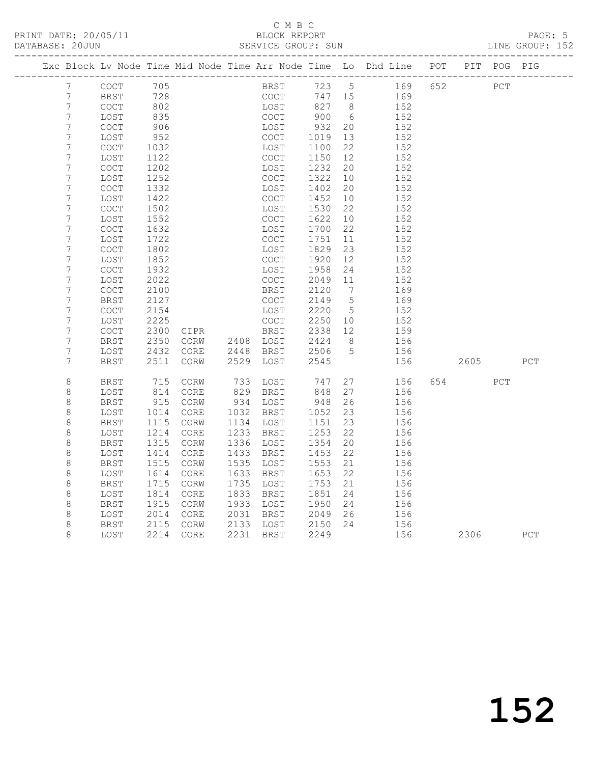C M B C
BLOCK REPORT
SERVICE GROUP: SUN

PRINT DATE: 20/05/11
DATABASE: 20JUN
LINE GROUP: 152

| Exc | Block | Lv | Node | Time | Mid Node | Time | Arr Node | Time | Lo | Dhd Line | POT | PIT | POG | PIG |
|---|---|---|---|---|---|---|---|---|---|---|---|---|---|---|
| | 7 | | COCT | 705 | | | BRST | 723 | 5 | 169 | 652 | | PCT | |
| | 7 | | BRST | 728 | | | COCT | 747 | 15 | 169 | | | | |
| | 7 | | COCT | 802 | | | LOST | 827 | 8 | 152 | | | | |
| | 7 | | LOST | 835 | | | COCT | 900 | 6 | 152 | | | | |
| | 7 | | COCT | 906 | | | LOST | 932 | 20 | 152 | | | | |
| | 7 | | LOST | 952 | | | COCT | 1019 | 13 | 152 | | | | |
| | 7 | | COCT | 1032 | | | LOST | 1100 | 22 | 152 | | | | |
| | 7 | | LOST | 1122 | | | COCT | 1150 | 12 | 152 | | | | |
| | 7 | | COCT | 1202 | | | LOST | 1232 | 20 | 152 | | | | |
| | 7 | | LOST | 1252 | | | COCT | 1322 | 10 | 152 | | | | |
| | 7 | | COCT | 1332 | | | LOST | 1402 | 20 | 152 | | | | |
| | 7 | | LOST | 1422 | | | COCT | 1452 | 10 | 152 | | | | |
| | 7 | | COCT | 1502 | | | LOST | 1530 | 22 | 152 | | | | |
| | 7 | | LOST | 1552 | | | COCT | 1622 | 10 | 152 | | | | |
| | 7 | | COCT | 1632 | | | LOST | 1700 | 22 | 152 | | | | |
| | 7 | | LOST | 1722 | | | COCT | 1751 | 11 | 152 | | | | |
| | 7 | | COCT | 1802 | | | LOST | 1829 | 23 | 152 | | | | |
| | 7 | | LOST | 1852 | | | COCT | 1920 | 12 | 152 | | | | |
| | 7 | | COCT | 1932 | | | LOST | 1958 | 24 | 152 | | | | |
| | 7 | | LOST | 2022 | | | COCT | 2049 | 11 | 152 | | | | |
| | 7 | | COCT | 2100 | | | BRST | 2120 | 7 | 169 | | | | |
| | 7 | | BRST | 2127 | | | COCT | 2149 | 5 | 169 | | | | |
| | 7 | | COCT | 2154 | | | LOST | 2220 | 5 | 152 | | | | |
| | 7 | | LOST | 2225 | | | COCT | 2250 | 10 | 152 | | | | |
| | 7 | | COCT | 2300 | CIPR | | BRST | 2338 | 12 | 159 | | | | |
| | 7 | | BRST | 2350 | CORW | 2408 | LOST | 2424 | 8 | 156 | | | | |
| | 7 | | LOST | 2432 | CORE | 2448 | BRST | 2506 | 5 | 156 | | | | |
| | 7 | | BRST | 2511 | CORW | 2529 | LOST | 2545 | | 156 | | 2605 | | PCT |
| | 8 | | BRST | 715 | CORW | 733 | LOST | 747 | 27 | 156 | 654 | | PCT | |
| | 8 | | LOST | 814 | CORE | 829 | BRST | 848 | 27 | 156 | | | | |
| | 8 | | BRST | 915 | CORW | 934 | LOST | 948 | 26 | 156 | | | | |
| | 8 | | LOST | 1014 | CORE | 1032 | BRST | 1052 | 23 | 156 | | | | |
| | 8 | | BRST | 1115 | CORW | 1134 | LOST | 1151 | 23 | 156 | | | | |
| | 8 | | LOST | 1214 | CORE | 1233 | BRST | 1253 | 22 | 156 | | | | |
| | 8 | | BRST | 1315 | CORW | 1336 | LOST | 1354 | 20 | 156 | | | | |
| | 8 | | LOST | 1414 | CORE | 1433 | BRST | 1453 | 22 | 156 | | | | |
| | 8 | | BRST | 1515 | CORW | 1535 | LOST | 1553 | 21 | 156 | | | | |
| | 8 | | LOST | 1614 | CORE | 1633 | BRST | 1653 | 22 | 156 | | | | |
| | 8 | | BRST | 1715 | CORW | 1735 | LOST | 1753 | 21 | 156 | | | | |
| | 8 | | LOST | 1814 | CORE | 1833 | BRST | 1851 | 24 | 156 | | | | |
| | 8 | | BRST | 1915 | CORW | 1933 | LOST | 1950 | 24 | 156 | | | | |
| | 8 | | LOST | 2014 | CORE | 2031 | BRST | 2049 | 26 | 156 | | | | |
| | 8 | | BRST | 2115 | CORW | 2133 | LOST | 2150 | 24 | 156 | | | | |
| | 8 | | LOST | 2214 | CORE | 2231 | BRST | 2249 | | 156 | | 2306 | | PCT |

152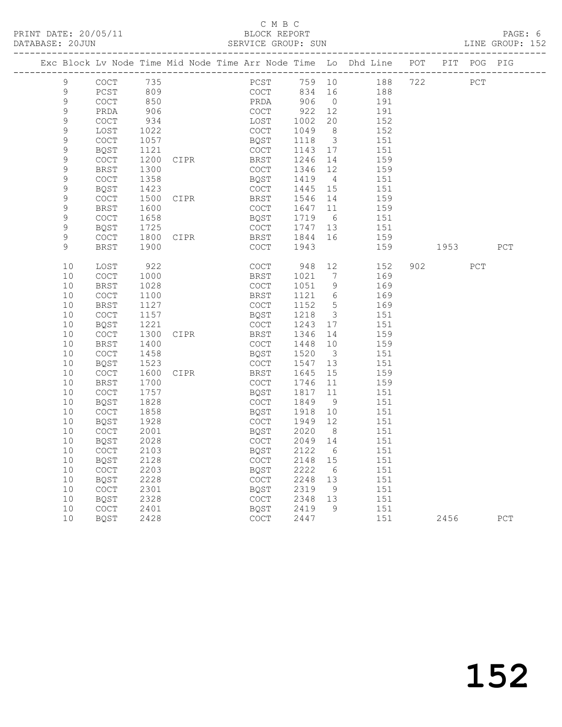C M B C

BLOCK REPORT

SERVICE GROUP: SUN

PRINT DATE: 20/05/11
DATABASE: 20JUN

LINE GROUP: 152

| Exc | Block | Lv | Node | Time | Mid Node | Time | Arr Node | Time | Lo | Dhd Line | POT | PIT | POG | PIG |
|---|---|---|---|---|---|---|---|---|---|---|---|---|---|---|
| | 9 | | COCT | 735 | | | PCST | 759 | 10 | 188 | 722 | | PCT | |
| | 9 | | PCST | 809 | | | COCT | 834 | 16 | 188 | | | | |
| | 9 | | COCT | 850 | | | PRDA | 906 | 0 | 191 | | | | |
| | 9 | | PRDA | 906 | | | COCT | 922 | 12 | 191 | | | | |
| | 9 | | COCT | 934 | | | LOST | 1002 | 20 | 152 | | | | |
| | 9 | | LOST | 1022 | | | COCT | 1049 | 8 | 152 | | | | |
| | 9 | | COCT | 1057 | | | BQST | 1118 | 3 | 151 | | | | |
| | 9 | | BQST | 1121 | | | COCT | 1143 | 17 | 151 | | | | |
| | 9 | | COCT | 1200 | CIPR | | BRST | 1246 | 14 | 159 | | | | |
| | 9 | | BRST | 1300 | | | COCT | 1346 | 12 | 159 | | | | |
| | 9 | | COCT | 1358 | | | BQST | 1419 | 4 | 151 | | | | |
| | 9 | | BQST | 1423 | | | COCT | 1445 | 15 | 151 | | | | |
| | 9 | | COCT | 1500 | CIPR | | BRST | 1546 | 14 | 159 | | | | |
| | 9 | | BRST | 1600 | | | COCT | 1647 | 11 | 159 | | | | |
| | 9 | | COCT | 1658 | | | BQST | 1719 | 6 | 151 | | | | |
| | 9 | | BQST | 1725 | | | COCT | 1747 | 13 | 151 | | | | |
| | 9 | | COCT | 1800 | CIPR | | BRST | 1844 | 16 | 159 | | | | |
| | 9 | | BRST | 1900 | | | COCT | 1943 | | 159 | | 1953 | | PCT |
| | 10 | | LOST | 922 | | | COCT | 948 | 12 | 152 | 902 | | PCT | |
| | 10 | | COCT | 1000 | | | BRST | 1021 | 7 | 169 | | | | |
| | 10 | | BRST | 1028 | | | COCT | 1051 | 9 | 169 | | | | |
| | 10 | | COCT | 1100 | | | BRST | 1121 | 6 | 169 | | | | |
| | 10 | | BRST | 1127 | | | COCT | 1152 | 5 | 169 | | | | |
| | 10 | | COCT | 1157 | | | BQST | 1218 | 3 | 151 | | | | |
| | 10 | | BQST | 1221 | | | COCT | 1243 | 17 | 151 | | | | |
| | 10 | | COCT | 1300 | CIPR | | BRST | 1346 | 14 | 159 | | | | |
| | 10 | | BRST | 1400 | | | COCT | 1448 | 10 | 159 | | | | |
| | 10 | | COCT | 1458 | | | BQST | 1520 | 3 | 151 | | | | |
| | 10 | | BQST | 1523 | | | COCT | 1547 | 13 | 151 | | | | |
| | 10 | | COCT | 1600 | CIPR | | BRST | 1645 | 15 | 159 | | | | |
| | 10 | | BRST | 1700 | | | COCT | 1746 | 11 | 159 | | | | |
| | 10 | | COCT | 1757 | | | BQST | 1817 | 11 | 151 | | | | |
| | 10 | | BQST | 1828 | | | COCT | 1849 | 9 | 151 | | | | |
| | 10 | | COCT | 1858 | | | BQST | 1918 | 10 | 151 | | | | |
| | 10 | | BQST | 1928 | | | COCT | 1949 | 12 | 151 | | | | |
| | 10 | | COCT | 2001 | | | BQST | 2020 | 8 | 151 | | | | |
| | 10 | | BQST | 2028 | | | COCT | 2049 | 14 | 151 | | | | |
| | 10 | | COCT | 2103 | | | BQST | 2122 | 6 | 151 | | | | |
| | 10 | | BQST | 2128 | | | COCT | 2148 | 15 | 151 | | | | |
| | 10 | | COCT | 2203 | | | BQST | 2222 | 6 | 151 | | | | |
| | 10 | | BQST | 2228 | | | COCT | 2248 | 13 | 151 | | | | |
| | 10 | | COCT | 2301 | | | BQST | 2319 | 9 | 151 | | | | |
| | 10 | | BQST | 2328 | | | COCT | 2348 | 13 | 151 | | | | |
| | 10 | | COCT | 2401 | | | BQST | 2419 | 9 | 151 | | | | |
| | 10 | | BQST | 2428 | | | COCT | 2447 | | 151 | | 2456 | | PCT |

152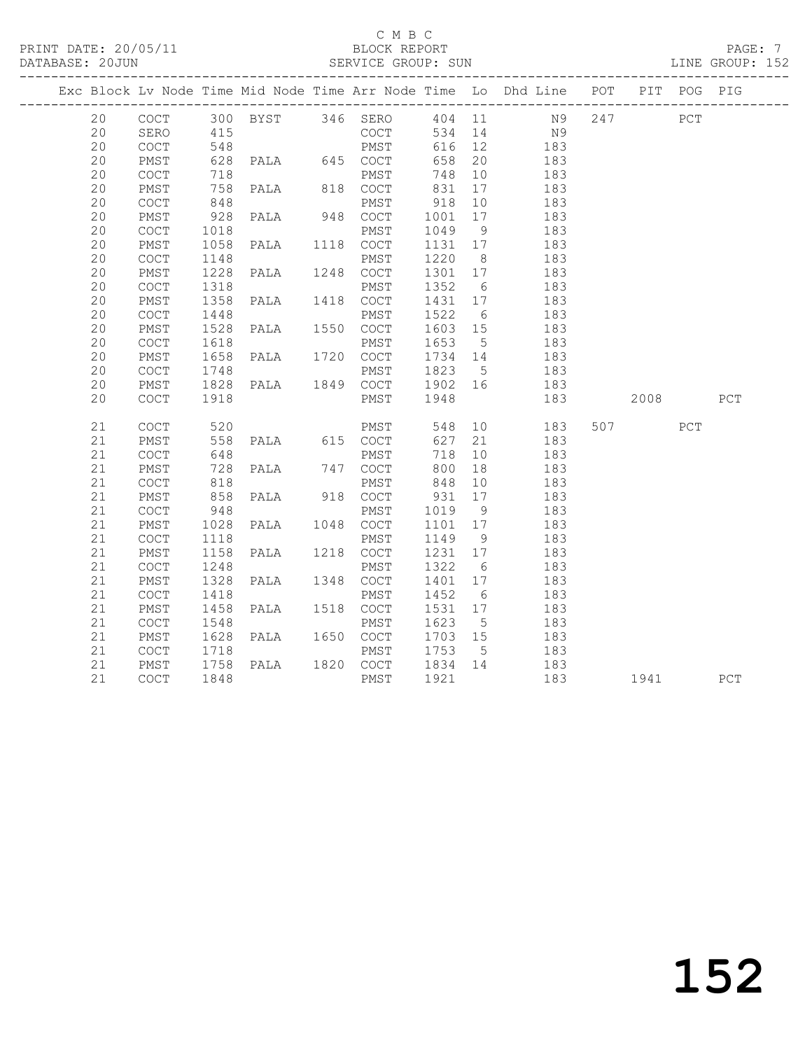C M B C
BLOCK REPORT
PRINT DATE: 20/05/11 — DATABASE: 20JUN — SERVICE GROUP: SUN — LINE GROUP: 152

| Exc | Block | Lv | Node | Time | Mid Node | Time | Arr Node | Time | Lo | Dhd Line | POT | PIT | POG | PIG |
|---|---|---|---|---|---|---|---|---|---|---|---|---|---|---|
| | 20 | | COCT | 300 | BYST | 346 | SERO | 404 | 11 | N9 | 247 | | PCT | |
| | 20 | | SERO | 415 | | | COCT | 534 | 14 | N9 | | | | |
| | 20 | | COCT | 548 | | | PMST | 616 | 12 | 183 | | | | |
| | 20 | | PMST | 628 | PALA | 645 | COCT | 658 | 20 | 183 | | | | |
| | 20 | | COCT | 718 | | | PMST | 748 | 10 | 183 | | | | |
| | 20 | | PMST | 758 | PALA | 818 | COCT | 831 | 17 | 183 | | | | |
| | 20 | | COCT | 848 | | | PMST | 918 | 10 | 183 | | | | |
| | 20 | | PMST | 928 | PALA | 948 | COCT | 1001 | 17 | 183 | | | | |
| | 20 | | COCT | 1018 | | | PMST | 1049 | 9 | 183 | | | | |
| | 20 | | PMST | 1058 | PALA | 1118 | COCT | 1131 | 17 | 183 | | | | |
| | 20 | | COCT | 1148 | | | PMST | 1220 | 8 | 183 | | | | |
| | 20 | | PMST | 1228 | PALA | 1248 | COCT | 1301 | 17 | 183 | | | | |
| | 20 | | COCT | 1318 | | | PMST | 1352 | 6 | 183 | | | | |
| | 20 | | PMST | 1358 | PALA | 1418 | COCT | 1431 | 17 | 183 | | | | |
| | 20 | | COCT | 1448 | | | PMST | 1522 | 6 | 183 | | | | |
| | 20 | | PMST | 1528 | PALA | 1550 | COCT | 1603 | 15 | 183 | | | | |
| | 20 | | COCT | 1618 | | | PMST | 1653 | 5 | 183 | | | | |
| | 20 | | PMST | 1658 | PALA | 1720 | COCT | 1734 | 14 | 183 | | | | |
| | 20 | | COCT | 1748 | | | PMST | 1823 | 5 | 183 | | | | |
| | 20 | | PMST | 1828 | PALA | 1849 | COCT | 1902 | 16 | 183 | | | | |
| | 20 | | COCT | 1918 | | | PMST | 1948 | | 183 | | 2008 | | PCT |
| | 21 | | COCT | 520 | | | PMST | 548 | 10 | 183 | 507 | | PCT | |
| | 21 | | PMST | 558 | PALA | 615 | COCT | 627 | 21 | 183 | | | | |
| | 21 | | COCT | 648 | | | PMST | 718 | 10 | 183 | | | | |
| | 21 | | PMST | 728 | PALA | 747 | COCT | 800 | 18 | 183 | | | | |
| | 21 | | COCT | 818 | | | PMST | 848 | 10 | 183 | | | | |
| | 21 | | PMST | 858 | PALA | 918 | COCT | 931 | 17 | 183 | | | | |
| | 21 | | COCT | 948 | | | PMST | 1019 | 9 | 183 | | | | |
| | 21 | | PMST | 1028 | PALA | 1048 | COCT | 1101 | 17 | 183 | | | | |
| | 21 | | COCT | 1118 | | | PMST | 1149 | 9 | 183 | | | | |
| | 21 | | PMST | 1158 | PALA | 1218 | COCT | 1231 | 17 | 183 | | | | |
| | 21 | | COCT | 1248 | | | PMST | 1322 | 6 | 183 | | | | |
| | 21 | | PMST | 1328 | PALA | 1348 | COCT | 1401 | 17 | 183 | | | | |
| | 21 | | COCT | 1418 | | | PMST | 1452 | 6 | 183 | | | | |
| | 21 | | PMST | 1458 | PALA | 1518 | COCT | 1531 | 17 | 183 | | | | |
| | 21 | | COCT | 1548 | | | PMST | 1623 | 5 | 183 | | | | |
| | 21 | | PMST | 1628 | PALA | 1650 | COCT | 1703 | 15 | 183 | | | | |
| | 21 | | COCT | 1718 | | | PMST | 1753 | 5 | 183 | | | | |
| | 21 | | PMST | 1758 | PALA | 1820 | COCT | 1834 | 14 | 183 | | | | |
| | 21 | | COCT | 1848 | | | PMST | 1921 | | 183 | | 1941 | | PCT |

152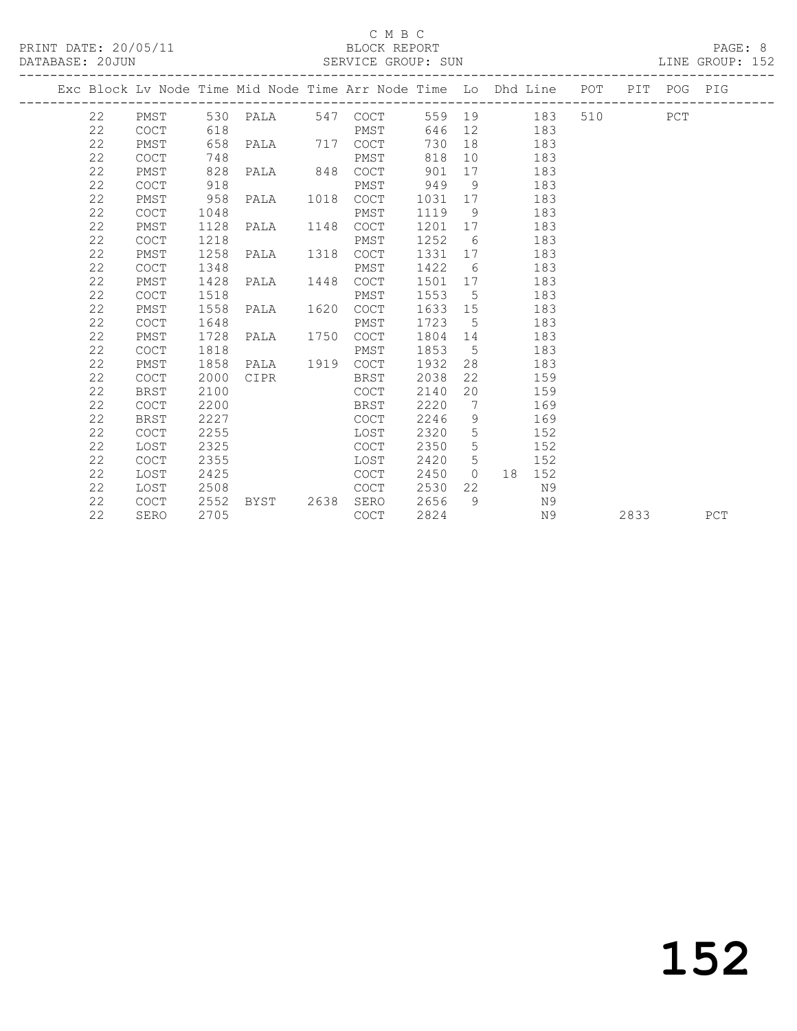C M B C

BLOCK REPORT

SERVICE GROUP: SUN

PRINT DATE: 20/05/11

DATABASE: 20JUN

LINE GROUP: 152

| Exc | Block | Lv | Node | Time | Mid Node | Time | Arr Node | Time | Lo | Dhd | Line | POT | PIT | POG | PIG |
|---|---|---|---|---|---|---|---|---|---|---|---|---|---|---|---|
| | 22 | | PMST | 530 | PALA | 547 | COCT | 559 | 19 | | 183 | 510 | | PCT | |
| | 22 | | COCT | 618 | | | PMST | 646 | 12 | | 183 | | | | |
| | 22 | | PMST | 658 | PALA | 717 | COCT | 730 | 18 | | 183 | | | | |
| | 22 | | COCT | 748 | | | PMST | 818 | 10 | | 183 | | | | |
| | 22 | | PMST | 828 | PALA | 848 | COCT | 901 | 17 | | 183 | | | | |
| | 22 | | COCT | 918 | | | PMST | 949 | 9 | | 183 | | | | |
| | 22 | | PMST | 958 | PALA | 1018 | COCT | 1031 | 17 | | 183 | | | | |
| | 22 | | COCT | 1048 | | | PMST | 1119 | 9 | | 183 | | | | |
| | 22 | | PMST | 1128 | PALA | 1148 | COCT | 1201 | 17 | | 183 | | | | |
| | 22 | | COCT | 1218 | | | PMST | 1252 | 6 | | 183 | | | | |
| | 22 | | PMST | 1258 | PALA | 1318 | COCT | 1331 | 17 | | 183 | | | | |
| | 22 | | COCT | 1348 | | | PMST | 1422 | 6 | | 183 | | | | |
| | 22 | | PMST | 1428 | PALA | 1448 | COCT | 1501 | 17 | | 183 | | | | |
| | 22 | | COCT | 1518 | | | PMST | 1553 | 5 | | 183 | | | | |
| | 22 | | PMST | 1558 | PALA | 1620 | COCT | 1633 | 15 | | 183 | | | | |
| | 22 | | COCT | 1648 | | | PMST | 1723 | 5 | | 183 | | | | |
| | 22 | | PMST | 1728 | PALA | 1750 | COCT | 1804 | 14 | | 183 | | | | |
| | 22 | | COCT | 1818 | | | PMST | 1853 | 5 | | 183 | | | | |
| | 22 | | PMST | 1858 | PALA | 1919 | COCT | 1932 | 28 | | 183 | | | | |
| | 22 | | COCT | 2000 | CIPR | | BRST | 2038 | 22 | | 159 | | | | |
| | 22 | | BRST | 2100 | | | COCT | 2140 | 20 | | 159 | | | | |
| | 22 | | COCT | 2200 | | | BRST | 2220 | 7 | | 169 | | | | |
| | 22 | | BRST | 2227 | | | COCT | 2246 | 9 | | 169 | | | | |
| | 22 | | COCT | 2255 | | | LOST | 2320 | 5 | | 152 | | | | |
| | 22 | | LOST | 2325 | | | COCT | 2350 | 5 | | 152 | | | | |
| | 22 | | COCT | 2355 | | | LOST | 2420 | 5 | | 152 | | | | |
| | 22 | | LOST | 2425 | | | COCT | 2450 | 0 | 18 | 152 | | | | |
| | 22 | | LOST | 2508 | | | COCT | 2530 | 22 | | N9 | | | | |
| | 22 | | COCT | 2552 | BYST | 2638 | SERO | 2656 | 9 | | N9 | | | | |
| | 22 | | SERO | 2705 | | | COCT | 2824 | | | N9 | | 2833 | | PCT |

152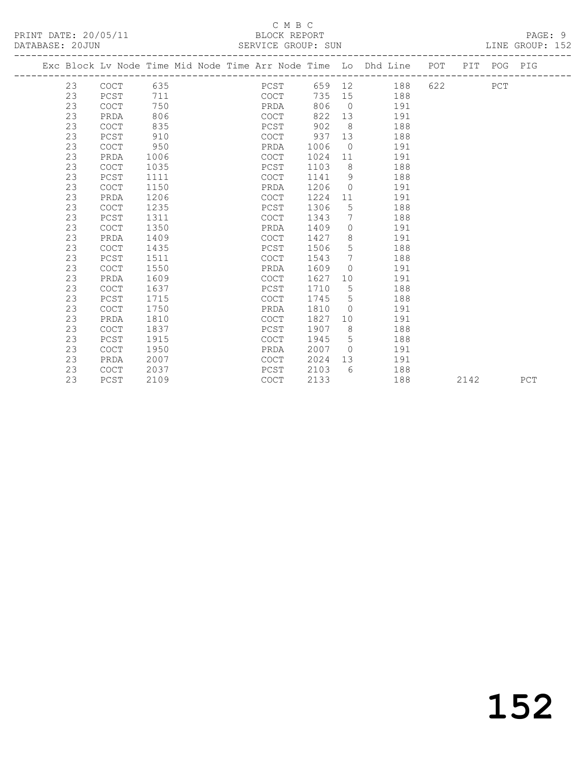C M B C

PRINT DATE: 20/05/11 BLOCK REPORT

DATABASE: 20JUN SERVICE GROUP: SUN LINE GROUP: 152

| Exc | Block | Lv | Node | Time | Mid Node | Time | Arr Node | Time | Lo | Dhd Line | POT | PIT | POG | PIG |
|---|---|---|---|---|---|---|---|---|---|---|---|---|---|---|
| | 23 | | COCT | 635 | | | PCST | 659 | 12 | 188 | 622 | | PCT | |
| | 23 | | PCST | 711 | | | COCT | 735 | 15 | 188 | | | | |
| | 23 | | COCT | 750 | | | PRDA | 806 | 0 | 191 | | | | |
| | 23 | | PRDA | 806 | | | COCT | 822 | 13 | 191 | | | | |
| | 23 | | COCT | 835 | | | PCST | 902 | 8 | 188 | | | | |
| | 23 | | PCST | 910 | | | COCT | 937 | 13 | 188 | | | | |
| | 23 | | COCT | 950 | | | PRDA | 1006 | 0 | 191 | | | | |
| | 23 | | PRDA | 1006 | | | COCT | 1024 | 11 | 191 | | | | |
| | 23 | | COCT | 1035 | | | PCST | 1103 | 8 | 188 | | | | |
| | 23 | | PCST | 1111 | | | COCT | 1141 | 9 | 188 | | | | |
| | 23 | | COCT | 1150 | | | PRDA | 1206 | 0 | 191 | | | | |
| | 23 | | PRDA | 1206 | | | COCT | 1224 | 11 | 191 | | | | |
| | 23 | | COCT | 1235 | | | PCST | 1306 | 5 | 188 | | | | |
| | 23 | | PCST | 1311 | | | COCT | 1343 | 7 | 188 | | | | |
| | 23 | | COCT | 1350 | | | PRDA | 1409 | 0 | 191 | | | | |
| | 23 | | PRDA | 1409 | | | COCT | 1427 | 8 | 191 | | | | |
| | 23 | | COCT | 1435 | | | PCST | 1506 | 5 | 188 | | | | |
| | 23 | | PCST | 1511 | | | COCT | 1543 | 7 | 188 | | | | |
| | 23 | | COCT | 1550 | | | PRDA | 1609 | 0 | 191 | | | | |
| | 23 | | PRDA | 1609 | | | COCT | 1627 | 10 | 191 | | | | |
| | 23 | | COCT | 1637 | | | PCST | 1710 | 5 | 188 | | | | |
| | 23 | | PCST | 1715 | | | COCT | 1745 | 5 | 188 | | | | |
| | 23 | | COCT | 1750 | | | PRDA | 1810 | 0 | 191 | | | | |
| | 23 | | PRDA | 1810 | | | COCT | 1827 | 10 | 191 | | | | |
| | 23 | | COCT | 1837 | | | PCST | 1907 | 8 | 188 | | | | |
| | 23 | | PCST | 1915 | | | COCT | 1945 | 5 | 188 | | | | |
| | 23 | | COCT | 1950 | | | PRDA | 2007 | 0 | 191 | | | | |
| | 23 | | PRDA | 2007 | | | COCT | 2024 | 13 | 191 | | | | |
| | 23 | | COCT | 2037 | | | PCST | 2103 | 6 | 188 | | | | |
| | 23 | | PCST | 2109 | | | COCT | 2133 | | 188 | | 2142 | | PCT |

152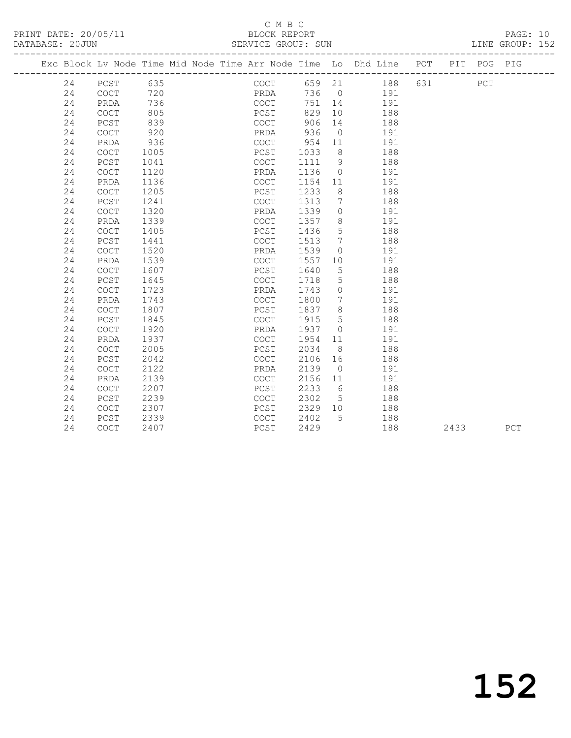C M B C

PRINT DATE: 20/05/11 BLOCK REPORT

DATABASE: 20JUN SERVICE GROUP: SUN LINE GROUP: 152

| Exc | Block | Lv | Node | Time | Mid | Node | Time | Arr | Node | Time | Lo | Dhd | Line | POT | PIT | POG | PIG |
|---|---|---|---|---|---|---|---|---|---|---|---|---|---|---|---|---|---|
| | 24 | | PCST | 635 | | | | | COCT | 659 | 21 | | 188 | 631 | | PCT | |
| | 24 | | COCT | 720 | | | | | PRDA | 736 | 0 | | 191 | | | | |
| | 24 | | PRDA | 736 | | | | | COCT | 751 | 14 | | 191 | | | | |
| | 24 | | COCT | 805 | | | | | PCST | 829 | 10 | | 188 | | | | |
| | 24 | | PCST | 839 | | | | | COCT | 906 | 14 | | 188 | | | | |
| | 24 | | COCT | 920 | | | | | PRDA | 936 | 0 | | 191 | | | | |
| | 24 | | PRDA | 936 | | | | | COCT | 954 | 11 | | 191 | | | | |
| | 24 | | COCT | 1005 | | | | | PCST | 1033 | 8 | | 188 | | | | |
| | 24 | | PCST | 1041 | | | | | COCT | 1111 | 9 | | 188 | | | | |
| | 24 | | COCT | 1120 | | | | | PRDA | 1136 | 0 | | 191 | | | | |
| | 24 | | PRDA | 1136 | | | | | COCT | 1154 | 11 | | 191 | | | | |
| | 24 | | COCT | 1205 | | | | | PCST | 1233 | 8 | | 188 | | | | |
| | 24 | | PCST | 1241 | | | | | COCT | 1313 | 7 | | 188 | | | | |
| | 24 | | COCT | 1320 | | | | | PRDA | 1339 | 0 | | 191 | | | | |
| | 24 | | PRDA | 1339 | | | | | COCT | 1357 | 8 | | 191 | | | | |
| | 24 | | COCT | 1405 | | | | | PCST | 1436 | 5 | | 188 | | | | |
| | 24 | | PCST | 1441 | | | | | COCT | 1513 | 7 | | 188 | | | | |
| | 24 | | COCT | 1520 | | | | | PRDA | 1539 | 0 | | 191 | | | | |
| | 24 | | PRDA | 1539 | | | | | COCT | 1557 | 10 | | 191 | | | | |
| | 24 | | COCT | 1607 | | | | | PCST | 1640 | 5 | | 188 | | | | |
| | 24 | | PCST | 1645 | | | | | COCT | 1718 | 5 | | 188 | | | | |
| | 24 | | COCT | 1723 | | | | | PRDA | 1743 | 0 | | 191 | | | | |
| | 24 | | PRDA | 1743 | | | | | COCT | 1800 | 7 | | 191 | | | | |
| | 24 | | COCT | 1807 | | | | | PCST | 1837 | 8 | | 188 | | | | |
| | 24 | | PCST | 1845 | | | | | COCT | 1915 | 5 | | 188 | | | | |
| | 24 | | COCT | 1920 | | | | | PRDA | 1937 | 0 | | 191 | | | | |
| | 24 | | PRDA | 1937 | | | | | COCT | 1954 | 11 | | 191 | | | | |
| | 24 | | COCT | 2005 | | | | | PCST | 2034 | 8 | | 188 | | | | |
| | 24 | | PCST | 2042 | | | | | COCT | 2106 | 16 | | 188 | | | | |
| | 24 | | COCT | 2122 | | | | | PRDA | 2139 | 0 | | 191 | | | | |
| | 24 | | PRDA | 2139 | | | | | COCT | 2156 | 11 | | 191 | | | | |
| | 24 | | COCT | 2207 | | | | | PCST | 2233 | 6 | | 188 | | | | |
| | 24 | | PCST | 2239 | | | | | COCT | 2302 | 5 | | 188 | | | | |
| | 24 | | COCT | 2307 | | | | | PCST | 2329 | 10 | | 188 | | | | |
| | 24 | | PCST | 2339 | | | | | COCT | 2402 | 5 | | 188 | | | | |
| | 24 | | COCT | 2407 | | | | | PCST | 2429 | | | 188 | | 2433 | | PCT |

152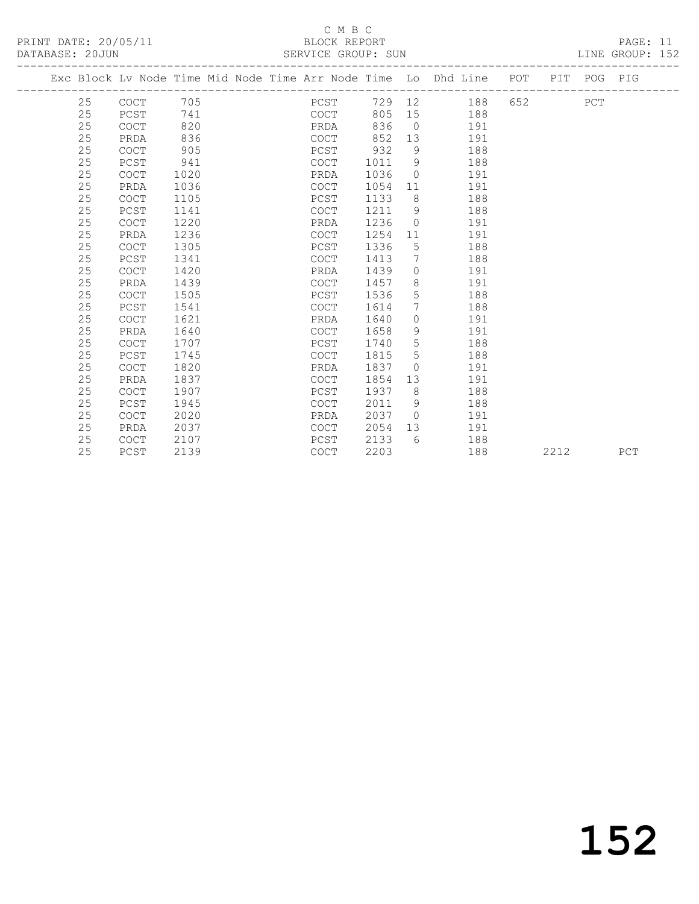C M B C

BLOCK REPORT

PRINT DATE: 20/05/11

DATABASE: 20JUN

SERVICE GROUP: SUN

LINE GROUP: 152

| Exc | Block | Lv Node | Time | Mid Node | Time | Arr Node | Time | Lo | Dhd Line | POT | PIT | POG | PIG |
|---|---|---|---|---|---|---|---|---|---|---|---|---|---|
| | 25 | COCT | 705 | | | PCST | 729 | 12 | 188 | 652 | | PCT | |
| | 25 | PCST | 741 | | | COCT | 805 | 15 | 188 | | | | |
| | 25 | COCT | 820 | | | PRDA | 836 | 0 | 191 | | | | |
| | 25 | PRDA | 836 | | | COCT | 852 | 13 | 191 | | | | |
| | 25 | COCT | 905 | | | PCST | 932 | 9 | 188 | | | | |
| | 25 | PCST | 941 | | | COCT | 1011 | 9 | 188 | | | | |
| | 25 | COCT | 1020 | | | PRDA | 1036 | 0 | 191 | | | | |
| | 25 | PRDA | 1036 | | | COCT | 1054 | 11 | 191 | | | | |
| | 25 | COCT | 1105 | | | PCST | 1133 | 8 | 188 | | | | |
| | 25 | PCST | 1141 | | | COCT | 1211 | 9 | 188 | | | | |
| | 25 | COCT | 1220 | | | PRDA | 1236 | 0 | 191 | | | | |
| | 25 | PRDA | 1236 | | | COCT | 1254 | 11 | 191 | | | | |
| | 25 | COCT | 1305 | | | PCST | 1336 | 5 | 188 | | | | |
| | 25 | PCST | 1341 | | | COCT | 1413 | 7 | 188 | | | | |
| | 25 | COCT | 1420 | | | PRDA | 1439 | 0 | 191 | | | | |
| | 25 | PRDA | 1439 | | | COCT | 1457 | 8 | 191 | | | | |
| | 25 | COCT | 1505 | | | PCST | 1536 | 5 | 188 | | | | |
| | 25 | PCST | 1541 | | | COCT | 1614 | 7 | 188 | | | | |
| | 25 | COCT | 1621 | | | PRDA | 1640 | 0 | 191 | | | | |
| | 25 | PRDA | 1640 | | | COCT | 1658 | 9 | 191 | | | | |
| | 25 | COCT | 1707 | | | PCST | 1740 | 5 | 188 | | | | |
| | 25 | PCST | 1745 | | | COCT | 1815 | 5 | 188 | | | | |
| | 25 | COCT | 1820 | | | PRDA | 1837 | 0 | 191 | | | | |
| | 25 | PRDA | 1837 | | | COCT | 1854 | 13 | 191 | | | | |
| | 25 | COCT | 1907 | | | PCST | 1937 | 8 | 188 | | | | |
| | 25 | PCST | 1945 | | | COCT | 2011 | 9 | 188 | | | | |
| | 25 | COCT | 2020 | | | PRDA | 2037 | 0 | 191 | | | | |
| | 25 | PRDA | 2037 | | | COCT | 2054 | 13 | 191 | | | | |
| | 25 | COCT | 2107 | | | PCST | 2133 | 6 | 188 | | | | |
| | 25 | PCST | 2139 | | | COCT | 2203 | | 188 | | 2212 | | PCT |

152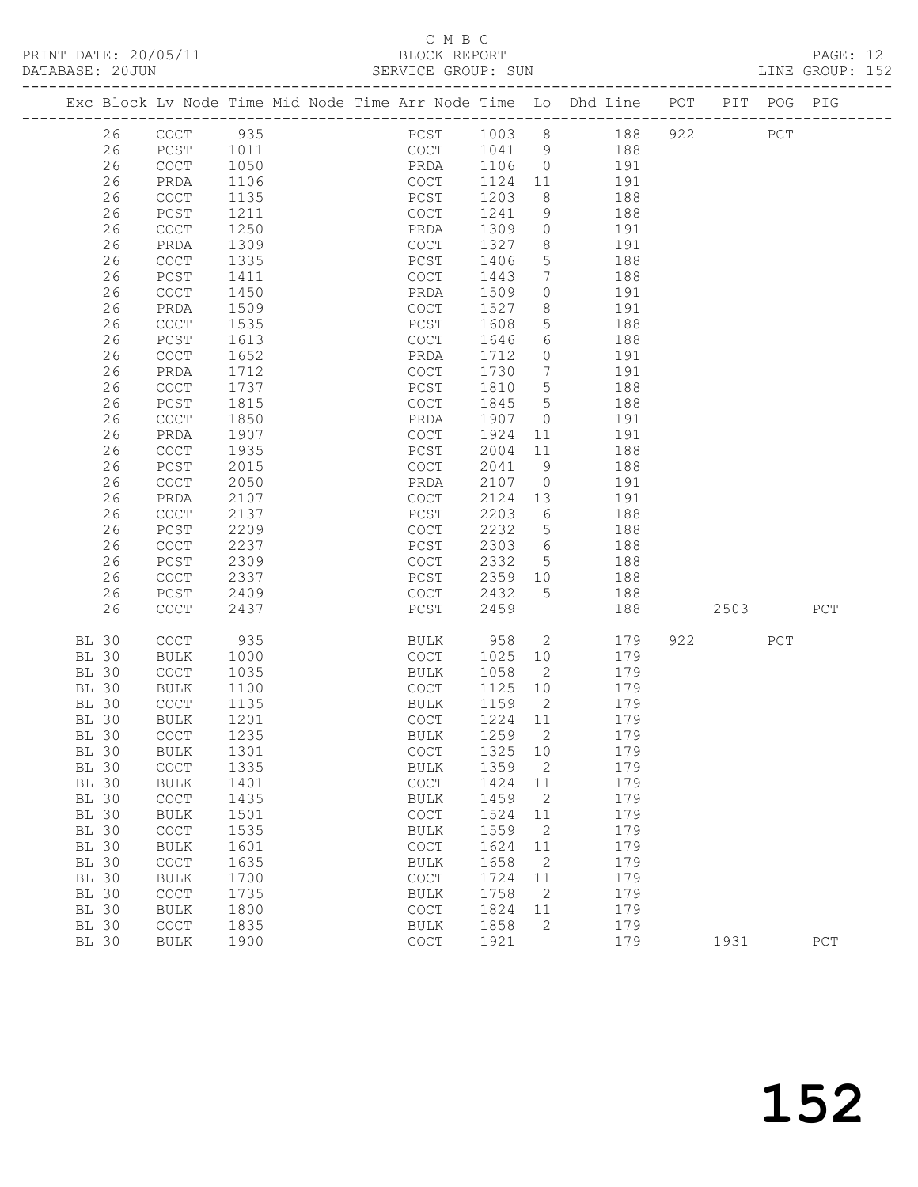C M B C

BLOCK REPORT

SERVICE GROUP: SUN

| Exc | Block | Lv | Node | Time | Mid Node | Time | Arr Node | Time | Lo | Dhd Line | POT | PIT | POG | PIG |
|---|---|---|---|---|---|---|---|---|---|---|---|---|---|---|
| | 26 | | COCT | 935 | | | PCST | 1003 | 8 | 188 | 922 | | PCT | |
| | 26 | | PCST | 1011 | | | COCT | 1041 | 9 | 188 | | | | |
| | 26 | | COCT | 1050 | | | PRDA | 1106 | 0 | 191 | | | | |
| | 26 | | PRDA | 1106 | | | COCT | 1124 | 11 | 191 | | | | |
| | 26 | | COCT | 1135 | | | PCST | 1203 | 8 | 188 | | | | |
| | 26 | | PCST | 1211 | | | COCT | 1241 | 9 | 188 | | | | |
| | 26 | | COCT | 1250 | | | PRDA | 1309 | 0 | 191 | | | | |
| | 26 | | PRDA | 1309 | | | COCT | 1327 | 8 | 191 | | | | |
| | 26 | | COCT | 1335 | | | PCST | 1406 | 5 | 188 | | | | |
| | 26 | | PCST | 1411 | | | COCT | 1443 | 7 | 188 | | | | |
| | 26 | | COCT | 1450 | | | PRDA | 1509 | 0 | 191 | | | | |
| | 26 | | PRDA | 1509 | | | COCT | 1527 | 8 | 191 | | | | |
| | 26 | | COCT | 1535 | | | PCST | 1608 | 5 | 188 | | | | |
| | 26 | | PCST | 1613 | | | COCT | 1646 | 6 | 188 | | | | |
| | 26 | | COCT | 1652 | | | PRDA | 1712 | 0 | 191 | | | | |
| | 26 | | PRDA | 1712 | | | COCT | 1730 | 7 | 191 | | | | |
| | 26 | | COCT | 1737 | | | PCST | 1810 | 5 | 188 | | | | |
| | 26 | | PCST | 1815 | | | COCT | 1845 | 5 | 188 | | | | |
| | 26 | | COCT | 1850 | | | PRDA | 1907 | 0 | 191 | | | | |
| | 26 | | PRDA | 1907 | | | COCT | 1924 | 11 | 191 | | | | |
| | 26 | | COCT | 1935 | | | PCST | 2004 | 11 | 188 | | | | |
| | 26 | | PCST | 2015 | | | COCT | 2041 | 9 | 188 | | | | |
| | 26 | | COCT | 2050 | | | PRDA | 2107 | 0 | 191 | | | | |
| | 26 | | PRDA | 2107 | | | COCT | 2124 | 13 | 191 | | | | |
| | 26 | | COCT | 2137 | | | PCST | 2203 | 6 | 188 | | | | |
| | 26 | | PCST | 2209 | | | COCT | 2232 | 5 | 188 | | | | |
| | 26 | | COCT | 2237 | | | PCST | 2303 | 6 | 188 | | | | |
| | 26 | | PCST | 2309 | | | COCT | 2332 | 5 | 188 | | | | |
| | 26 | | COCT | 2337 | | | PCST | 2359 | 10 | 188 | | | | |
| | 26 | | PCST | 2409 | | | COCT | 2432 | 5 | 188 | | | | |
| | 26 | | COCT | 2437 | | | PCST | 2459 | | 188 | | 2503 | | PCT |
| BL | 30 | | COCT | 935 | | | BULK | 958 | 2 | 179 | 922 | | PCT | |
| BL | 30 | | BULK | 1000 | | | COCT | 1025 | 10 | 179 | | | | |
| BL | 30 | | COCT | 1035 | | | BULK | 1058 | 2 | 179 | | | | |
| BL | 30 | | BULK | 1100 | | | COCT | 1125 | 10 | 179 | | | | |
| BL | 30 | | COCT | 1135 | | | BULK | 1159 | 2 | 179 | | | | |
| BL | 30 | | BULK | 1201 | | | COCT | 1224 | 11 | 179 | | | | |
| BL | 30 | | COCT | 1235 | | | BULK | 1259 | 2 | 179 | | | | |
| BL | 30 | | BULK | 1301 | | | COCT | 1325 | 10 | 179 | | | | |
| BL | 30 | | COCT | 1335 | | | BULK | 1359 | 2 | 179 | | | | |
| BL | 30 | | BULK | 1401 | | | COCT | 1424 | 11 | 179 | | | | |
| BL | 30 | | COCT | 1435 | | | BULK | 1459 | 2 | 179 | | | | |
| BL | 30 | | BULK | 1501 | | | COCT | 1524 | 11 | 179 | | | | |
| BL | 30 | | COCT | 1535 | | | BULK | 1559 | 2 | 179 | | | | |
| BL | 30 | | BULK | 1601 | | | COCT | 1624 | 11 | 179 | | | | |
| BL | 30 | | COCT | 1635 | | | BULK | 1658 | 2 | 179 | | | | |
| BL | 30 | | BULK | 1700 | | | COCT | 1724 | 11 | 179 | | | | |
| BL | 30 | | COCT | 1735 | | | BULK | 1758 | 2 | 179 | | | | |
| BL | 30 | | BULK | 1800 | | | COCT | 1824 | 11 | 179 | | | | |
| BL | 30 | | COCT | 1835 | | | BULK | 1858 | 2 | 179 | | | | |
| BL | 30 | | BULK | 1900 | | | COCT | 1921 | | 179 | | 1931 | | PCT |

152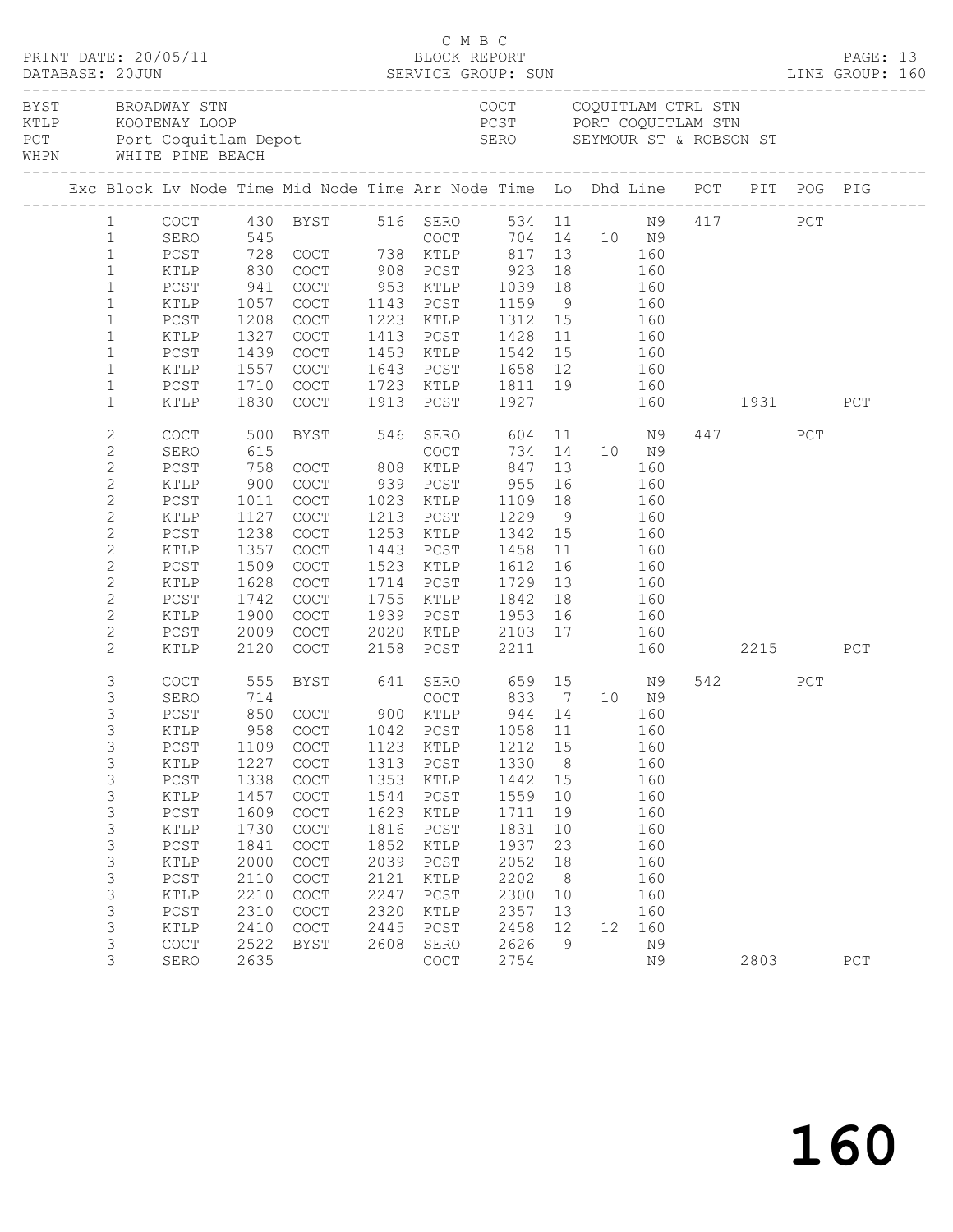C M B C

PRINT DATE: 20/05/11 BLOCK REPORT

DATABASE: 20JUN SERVICE GROUP: SUN LINE GROUP: 160

| | | | |
|---|---|---|---|
| BYST | BROADWAY STN | COCT | COQUITLAM CTRL STN |
| KTLP | KOOTENAY LOOP | PCST | PORT COQUITLAM STN |
| PCT | Port Coquitlam Depot | SERO | SEYMOUR ST & ROBSON ST |
| WHPN | WHITE PINE BEACH | | |

| Exc | Block | Lv Node | Time | Mid Node | Time | Arr Node | Time | Lo | Dhd | Line | POT | PIT | POG | PIG |
|---|---|---|---|---|---|---|---|---|---|---|---|---|---|---|
| | 1 | COCT | 430 | BYST | 516 | SERO | 534 | 11 | | N9 | 417 | | PCT | |
| | 1 | SERO | 545 | | | COCT | 704 | 14 | 10 | N9 | | | | |
| | 1 | PCST | 728 | COCT | 738 | KTLP | 817 | 13 | | 160 | | | | |
| | 1 | KTLP | 830 | COCT | 908 | PCST | 923 | 18 | | 160 | | | | |
| | 1 | PCST | 941 | COCT | 953 | KTLP | 1039 | 18 | | 160 | | | | |
| | 1 | KTLP | 1057 | COCT | 1143 | PCST | 1159 | 9 | | 160 | | | | |
| | 1 | PCST | 1208 | COCT | 1223 | KTLP | 1312 | 15 | | 160 | | | | |
| | 1 | KTLP | 1327 | COCT | 1413 | PCST | 1428 | 11 | | 160 | | | | |
| | 1 | PCST | 1439 | COCT | 1453 | KTLP | 1542 | 15 | | 160 | | | | |
| | 1 | KTLP | 1557 | COCT | 1643 | PCST | 1658 | 12 | | 160 | | | | |
| | 1 | PCST | 1710 | COCT | 1723 | KTLP | 1811 | 19 | | 160 | | | | |
| | 1 | KTLP | 1830 | COCT | 1913 | PCST | 1927 | | | 160 | | 1931 | | PCT |
| | 2 | COCT | 500 | BYST | 546 | SERO | 604 | 11 | | N9 | 447 | | PCT | |
| | 2 | SERO | 615 | | | COCT | 734 | 14 | 10 | N9 | | | | |
| | 2 | PCST | 758 | COCT | 808 | KTLP | 847 | 13 | | 160 | | | | |
| | 2 | KTLP | 900 | COCT | 939 | PCST | 955 | 16 | | 160 | | | | |
| | 2 | PCST | 1011 | COCT | 1023 | KTLP | 1109 | 18 | | 160 | | | | |
| | 2 | KTLP | 1127 | COCT | 1213 | PCST | 1229 | 9 | | 160 | | | | |
| | 2 | PCST | 1238 | COCT | 1253 | KTLP | 1342 | 15 | | 160 | | | | |
| | 2 | KTLP | 1357 | COCT | 1443 | PCST | 1458 | 11 | | 160 | | | | |
| | 2 | PCST | 1509 | COCT | 1523 | KTLP | 1612 | 16 | | 160 | | | | |
| | 2 | KTLP | 1628 | COCT | 1714 | PCST | 1729 | 13 | | 160 | | | | |
| | 2 | PCST | 1742 | COCT | 1755 | KTLP | 1842 | 18 | | 160 | | | | |
| | 2 | KTLP | 1900 | COCT | 1939 | PCST | 1953 | 16 | | 160 | | | | |
| | 2 | PCST | 2009 | COCT | 2020 | KTLP | 2103 | 17 | | 160 | | | | |
| | 2 | KTLP | 2120 | COCT | 2158 | PCST | 2211 | | | 160 | | 2215 | | PCT |
| | 3 | COCT | 555 | BYST | 641 | SERO | 659 | 15 | | N9 | 542 | | PCT | |
| | 3 | SERO | 714 | | | COCT | 833 | 7 | 10 | N9 | | | | |
| | 3 | PCST | 850 | COCT | 900 | KTLP | 944 | 14 | | 160 | | | | |
| | 3 | KTLP | 958 | COCT | 1042 | PCST | 1058 | 11 | | 160 | | | | |
| | 3 | PCST | 1109 | COCT | 1123 | KTLP | 1212 | 15 | | 160 | | | | |
| | 3 | KTLP | 1227 | COCT | 1313 | PCST | 1330 | 8 | | 160 | | | | |
| | 3 | PCST | 1338 | COCT | 1353 | KTLP | 1442 | 15 | | 160 | | | | |
| | 3 | KTLP | 1457 | COCT | 1544 | PCST | 1559 | 10 | | 160 | | | | |
| | 3 | PCST | 1609 | COCT | 1623 | KTLP | 1711 | 19 | | 160 | | | | |
| | 3 | KTLP | 1730 | COCT | 1816 | PCST | 1831 | 10 | | 160 | | | | |
| | 3 | PCST | 1841 | COCT | 1852 | KTLP | 1937 | 23 | | 160 | | | | |
| | 3 | KTLP | 2000 | COCT | 2039 | PCST | 2052 | 18 | | 160 | | | | |
| | 3 | PCST | 2110 | COCT | 2121 | KTLP | 2202 | 8 | | 160 | | | | |
| | 3 | KTLP | 2210 | COCT | 2247 | PCST | 2300 | 10 | | 160 | | | | |
| | 3 | PCST | 2310 | COCT | 2320 | KTLP | 2357 | 13 | | 160 | | | | |
| | 3 | KTLP | 2410 | COCT | 2445 | PCST | 2458 | 12 | 12 | 160 | | | | |
| | 3 | COCT | 2522 | BYST | 2608 | SERO | 2626 | 9 | | N9 | | | | |
| | 3 | SERO | 2635 | | | COCT | 2754 | | | N9 | | 2803 | | PCT |

160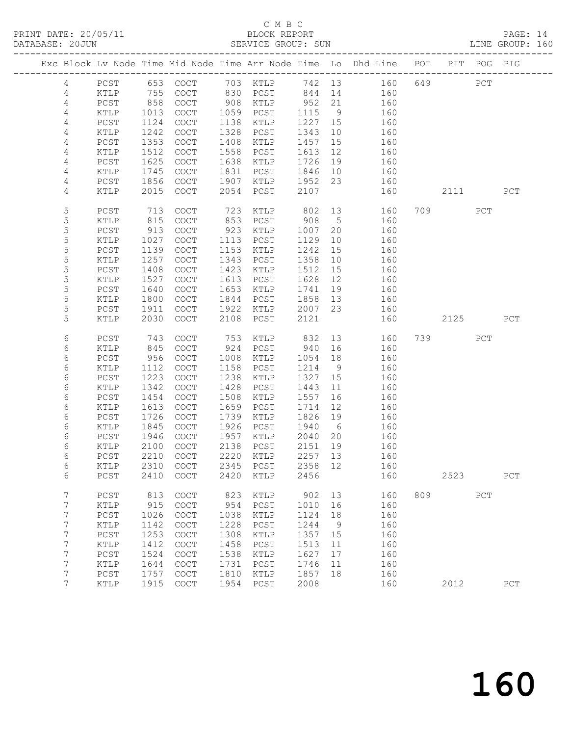C M B C

PRINT DATE: 20/05/11 BLOCK REPORT

DATABASE: 20JUN SERVICE GROUP: SUN LINE GROUP: 160

| Exc | Block | Lv | Node | Time | Mid Node | Time | Arr Node | Time | Lo | Dhd Line | POT | PIT | POG | PIG |
|---|---|---|---|---|---|---|---|---|---|---|---|---|---|---|
| | 4 | | PCST | 653 | COCT | 703 | KTLP | 742 | 13 | 160 | 649 | | PCT | |
| | 4 | | KTLP | 755 | COCT | 830 | PCST | 844 | 14 | 160 | | | | |
| | 4 | | PCST | 858 | COCT | 908 | KTLP | 952 | 21 | 160 | | | | |
| | 4 | | KTLP | 1013 | COCT | 1059 | PCST | 1115 | 9 | 160 | | | | |
| | 4 | | PCST | 1124 | COCT | 1138 | KTLP | 1227 | 15 | 160 | | | | |
| | 4 | | KTLP | 1242 | COCT | 1328 | PCST | 1343 | 10 | 160 | | | | |
| | 4 | | PCST | 1353 | COCT | 1408 | KTLP | 1457 | 15 | 160 | | | | |
| | 4 | | KTLP | 1512 | COCT | 1558 | PCST | 1613 | 12 | 160 | | | | |
| | 4 | | PCST | 1625 | COCT | 1638 | KTLP | 1726 | 19 | 160 | | | | |
| | 4 | | KTLP | 1745 | COCT | 1831 | PCST | 1846 | 10 | 160 | | | | |
| | 4 | | PCST | 1856 | COCT | 1907 | KTLP | 1952 | 23 | 160 | | | | |
| | 4 | | KTLP | 2015 | COCT | 2054 | PCST | 2107 | | 160 | | 2111 | | PCT |
| | 5 | | PCST | 713 | COCT | 723 | KTLP | 802 | 13 | 160 | 709 | | PCT | |
| | 5 | | KTLP | 815 | COCT | 853 | PCST | 908 | 5 | 160 | | | | |
| | 5 | | PCST | 913 | COCT | 923 | KTLP | 1007 | 20 | 160 | | | | |
| | 5 | | KTLP | 1027 | COCT | 1113 | PCST | 1129 | 10 | 160 | | | | |
| | 5 | | PCST | 1139 | COCT | 1153 | KTLP | 1242 | 15 | 160 | | | | |
| | 5 | | KTLP | 1257 | COCT | 1343 | PCST | 1358 | 10 | 160 | | | | |
| | 5 | | PCST | 1408 | COCT | 1423 | KTLP | 1512 | 15 | 160 | | | | |
| | 5 | | KTLP | 1527 | COCT | 1613 | PCST | 1628 | 12 | 160 | | | | |
| | 5 | | PCST | 1640 | COCT | 1653 | KTLP | 1741 | 19 | 160 | | | | |
| | 5 | | KTLP | 1800 | COCT | 1844 | PCST | 1858 | 13 | 160 | | | | |
| | 5 | | PCST | 1911 | COCT | 1922 | KTLP | 2007 | 23 | 160 | | | | |
| | 5 | | KTLP | 2030 | COCT | 2108 | PCST | 2121 | | 160 | | 2125 | | PCT |
| | 6 | | PCST | 743 | COCT | 753 | KTLP | 832 | 13 | 160 | 739 | | PCT | |
| | 6 | | KTLP | 845 | COCT | 924 | PCST | 940 | 16 | 160 | | | | |
| | 6 | | PCST | 956 | COCT | 1008 | KTLP | 1054 | 18 | 160 | | | | |
| | 6 | | KTLP | 1112 | COCT | 1158 | PCST | 1214 | 9 | 160 | | | | |
| | 6 | | PCST | 1223 | COCT | 1238 | KTLP | 1327 | 15 | 160 | | | | |
| | 6 | | KTLP | 1342 | COCT | 1428 | PCST | 1443 | 11 | 160 | | | | |
| | 6 | | PCST | 1454 | COCT | 1508 | KTLP | 1557 | 16 | 160 | | | | |
| | 6 | | KTLP | 1613 | COCT | 1659 | PCST | 1714 | 12 | 160 | | | | |
| | 6 | | PCST | 1726 | COCT | 1739 | KTLP | 1826 | 19 | 160 | | | | |
| | 6 | | KTLP | 1845 | COCT | 1926 | PCST | 1940 | 6 | 160 | | | | |
| | 6 | | PCST | 1946 | COCT | 1957 | KTLP | 2040 | 20 | 160 | | | | |
| | 6 | | KTLP | 2100 | COCT | 2138 | PCST | 2151 | 19 | 160 | | | | |
| | 6 | | PCST | 2210 | COCT | 2220 | KTLP | 2257 | 13 | 160 | | | | |
| | 6 | | KTLP | 2310 | COCT | 2345 | PCST | 2358 | 12 | 160 | | | | |
| | 6 | | PCST | 2410 | COCT | 2420 | KTLP | 2456 | | 160 | | 2523 | | PCT |
| | 7 | | PCST | 813 | COCT | 823 | KTLP | 902 | 13 | 160 | 809 | | PCT | |
| | 7 | | KTLP | 915 | COCT | 954 | PCST | 1010 | 16 | 160 | | | | |
| | 7 | | PCST | 1026 | COCT | 1038 | KTLP | 1124 | 18 | 160 | | | | |
| | 7 | | KTLP | 1142 | COCT | 1228 | PCST | 1244 | 9 | 160 | | | | |
| | 7 | | PCST | 1253 | COCT | 1308 | KTLP | 1357 | 15 | 160 | | | | |
| | 7 | | KTLP | 1412 | COCT | 1458 | PCST | 1513 | 11 | 160 | | | | |
| | 7 | | PCST | 1524 | COCT | 1538 | KTLP | 1627 | 17 | 160 | | | | |
| | 7 | | KTLP | 1644 | COCT | 1731 | PCST | 1746 | 11 | 160 | | | | |
| | 7 | | PCST | 1757 | COCT | 1810 | KTLP | 1857 | 18 | 160 | | | | |
| | 7 | | KTLP | 1915 | COCT | 1954 | PCST | 2008 | | 160 | | 2012 | | PCT |

160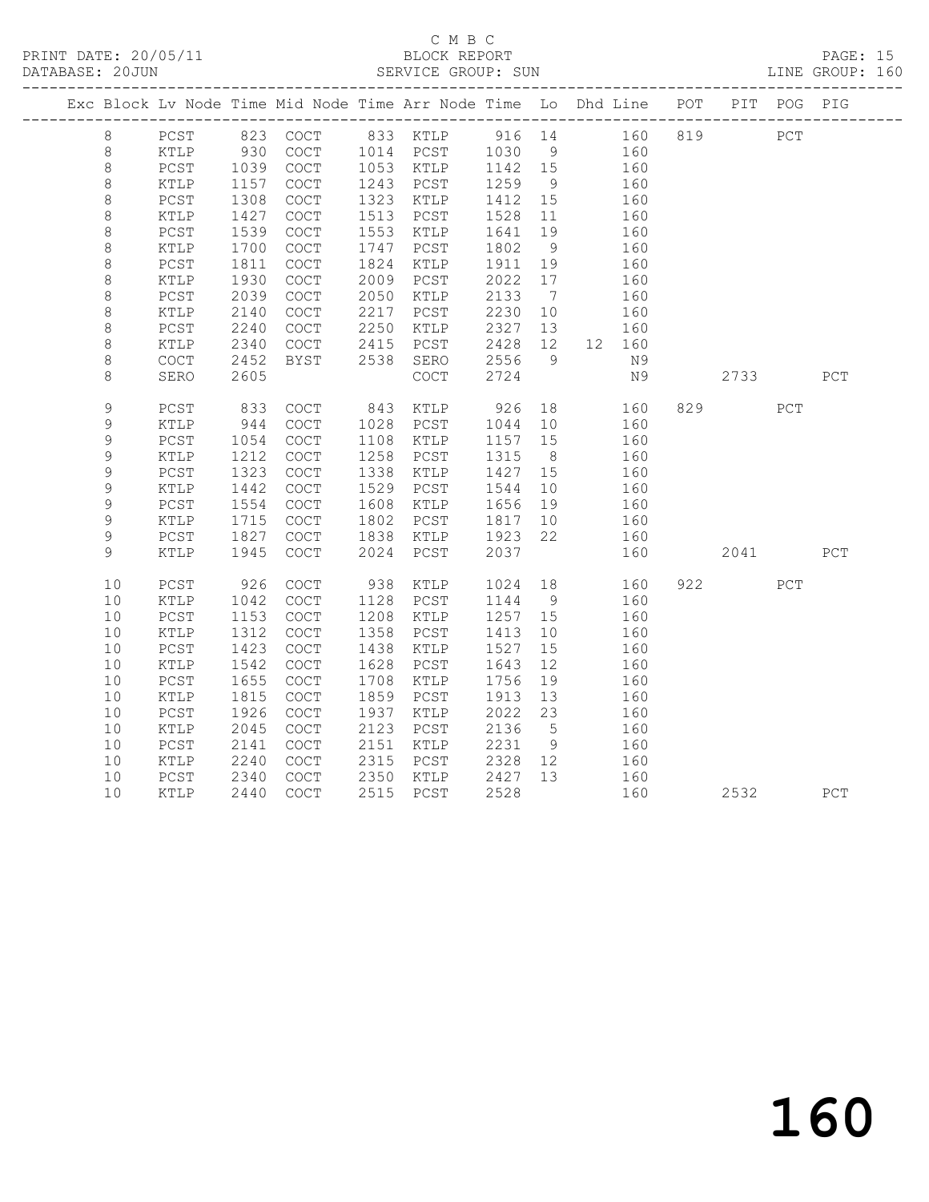C M B C

PRINT DATE: 20/05/11 BLOCK REPORT

DATABASE: 20JUN SERVICE GROUP: SUN LINE GROUP: 160

| Exc | Block | Lv Node | Time | Mid Node | Time | Arr Node | Time | Lo | Dhd Line | POT | PIT | POG | PIG |
|---|---|---|---|---|---|---|---|---|---|---|---|---|---|
| | 8 | PCST | 823 | COCT | 833 | KTLP | 916 | 14 | 160 | 819 | | PCT | |
| | 8 | KTLP | 930 | COCT | 1014 | PCST | 1030 | 9 | 160 | | | | |
| | 8 | PCST | 1039 | COCT | 1053 | KTLP | 1142 | 15 | 160 | | | | |
| | 8 | KTLP | 1157 | COCT | 1243 | PCST | 1259 | 9 | 160 | | | | |
| | 8 | PCST | 1308 | COCT | 1323 | KTLP | 1412 | 15 | 160 | | | | |
| | 8 | KTLP | 1427 | COCT | 1513 | PCST | 1528 | 11 | 160 | | | | |
| | 8 | PCST | 1539 | COCT | 1553 | KTLP | 1641 | 19 | 160 | | | | |
| | 8 | KTLP | 1700 | COCT | 1747 | PCST | 1802 | 9 | 160 | | | | |
| | 8 | PCST | 1811 | COCT | 1824 | KTLP | 1911 | 19 | 160 | | | | |
| | 8 | KTLP | 1930 | COCT | 2009 | PCST | 2022 | 17 | 160 | | | | |
| | 8 | PCST | 2039 | COCT | 2050 | KTLP | 2133 | 7 | 160 | | | | |
| | 8 | KTLP | 2140 | COCT | 2217 | PCST | 2230 | 10 | 160 | | | | |
| | 8 | PCST | 2240 | COCT | 2250 | KTLP | 2327 | 13 | 160 | | | | |
| | 8 | KTLP | 2340 | COCT | 2415 | PCST | 2428 | 12 | 12 160 | | | | |
| | 8 | COCT | 2452 | BYST | 2538 | SERO | 2556 | 9 | N9 | | | | |
| | 8 | SERO | 2605 | | | COCT | 2724 | | N9 | | 2733 | | PCT |
| | 9 | PCST | 833 | COCT | 843 | KTLP | 926 | 18 | 160 | 829 | | PCT | |
| | 9 | KTLP | 944 | COCT | 1028 | PCST | 1044 | 10 | 160 | | | | |
| | 9 | PCST | 1054 | COCT | 1108 | KTLP | 1157 | 15 | 160 | | | | |
| | 9 | KTLP | 1212 | COCT | 1258 | PCST | 1315 | 8 | 160 | | | | |
| | 9 | PCST | 1323 | COCT | 1338 | KTLP | 1427 | 15 | 160 | | | | |
| | 9 | KTLP | 1442 | COCT | 1529 | PCST | 1544 | 10 | 160 | | | | |
| | 9 | PCST | 1554 | COCT | 1608 | KTLP | 1656 | 19 | 160 | | | | |
| | 9 | KTLP | 1715 | COCT | 1802 | PCST | 1817 | 10 | 160 | | | | |
| | 9 | PCST | 1827 | COCT | 1838 | KTLP | 1923 | 22 | 160 | | | | |
| | 9 | KTLP | 1945 | COCT | 2024 | PCST | 2037 | | 160 | | 2041 | | PCT |
| | 10 | PCST | 926 | COCT | 938 | KTLP | 1024 | 18 | 160 | 922 | | PCT | |
| | 10 | KTLP | 1042 | COCT | 1128 | PCST | 1144 | 9 | 160 | | | | |
| | 10 | PCST | 1153 | COCT | 1208 | KTLP | 1257 | 15 | 160 | | | | |
| | 10 | KTLP | 1312 | COCT | 1358 | PCST | 1413 | 10 | 160 | | | | |
| | 10 | PCST | 1423 | COCT | 1438 | KTLP | 1527 | 15 | 160 | | | | |
| | 10 | KTLP | 1542 | COCT | 1628 | PCST | 1643 | 12 | 160 | | | | |
| | 10 | PCST | 1655 | COCT | 1708 | KTLP | 1756 | 19 | 160 | | | | |
| | 10 | KTLP | 1815 | COCT | 1859 | PCST | 1913 | 13 | 160 | | | | |
| | 10 | PCST | 1926 | COCT | 1937 | KTLP | 2022 | 23 | 160 | | | | |
| | 10 | KTLP | 2045 | COCT | 2123 | PCST | 2136 | 5 | 160 | | | | |
| | 10 | PCST | 2141 | COCT | 2151 | KTLP | 2231 | 9 | 160 | | | | |
| | 10 | KTLP | 2240 | COCT | 2315 | PCST | 2328 | 12 | 160 | | | | |
| | 10 | PCST | 2340 | COCT | 2350 | KTLP | 2427 | 13 | 160 | | | | |
| | 10 | KTLP | 2440 | COCT | 2515 | PCST | 2528 | | 160 | | 2532 | | PCT |

160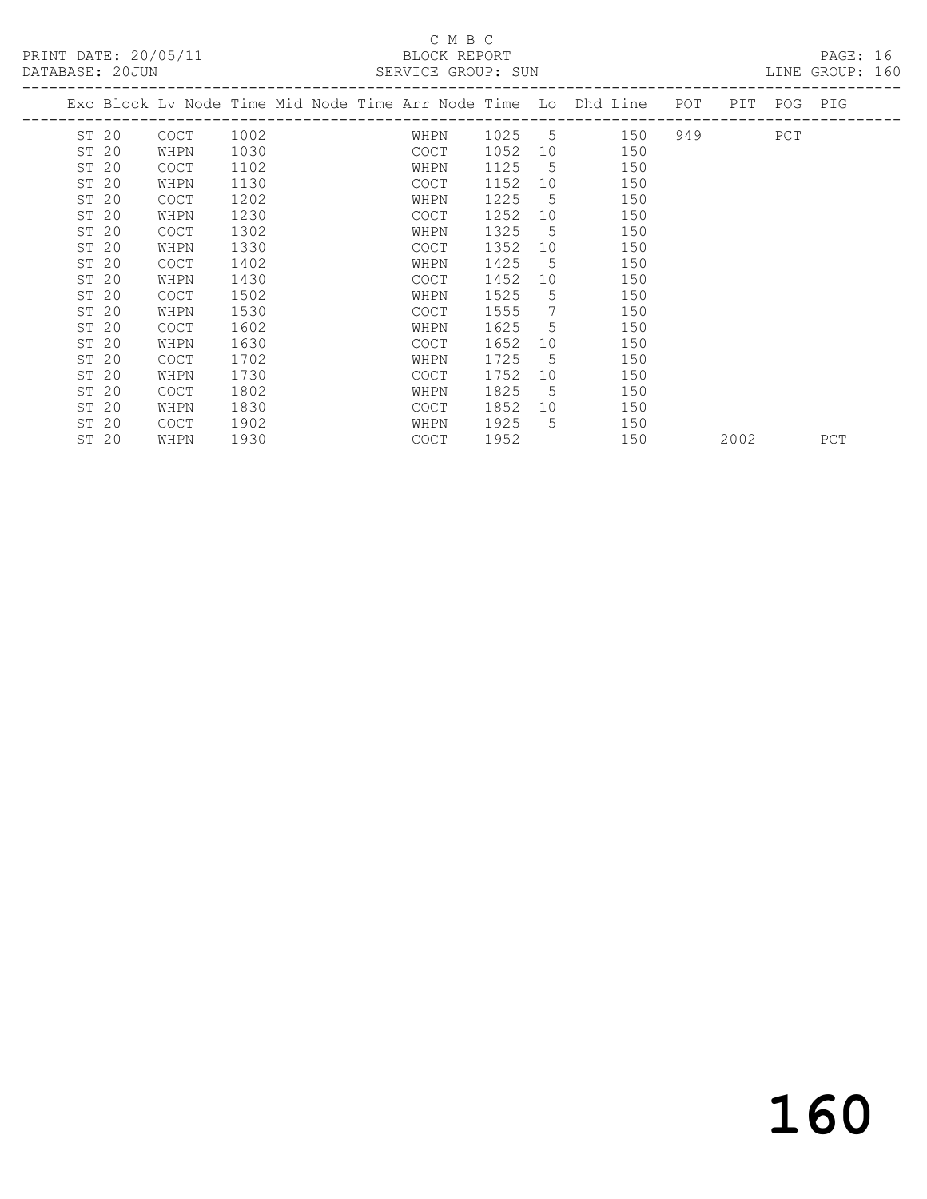C M B C

PRINT DATE: 20/05/11 BLOCK REPORT

DATABASE: 20JUN SERVICE GROUP: SUN LINE GROUP: 160

| Exc | Block | Lv | Node | Time | Mid Node | Time | Arr Node | Time | Lo | Dhd Line | POT | PIT | POG | PIG |
|---|---|---|---|---|---|---|---|---|---|---|---|---|---|---|
| ST | 20 | | COCT | 1002 | | | WHPN | 1025 | 5 | 150 | 949 | | PCT | |
| ST | 20 | | WHPN | 1030 | | | COCT | 1052 | 10 | 150 | | | | |
| ST | 20 | | COCT | 1102 | | | WHPN | 1125 | 5 | 150 | | | | |
| ST | 20 | | WHPN | 1130 | | | COCT | 1152 | 10 | 150 | | | | |
| ST | 20 | | COCT | 1202 | | | WHPN | 1225 | 5 | 150 | | | | |
| ST | 20 | | WHPN | 1230 | | | COCT | 1252 | 10 | 150 | | | | |
| ST | 20 | | COCT | 1302 | | | WHPN | 1325 | 5 | 150 | | | | |
| ST | 20 | | WHPN | 1330 | | | COCT | 1352 | 10 | 150 | | | | |
| ST | 20 | | COCT | 1402 | | | WHPN | 1425 | 5 | 150 | | | | |
| ST | 20 | | WHPN | 1430 | | | COCT | 1452 | 10 | 150 | | | | |
| ST | 20 | | COCT | 1502 | | | WHPN | 1525 | 5 | 150 | | | | |
| ST | 20 | | WHPN | 1530 | | | COCT | 1555 | 7 | 150 | | | | |
| ST | 20 | | COCT | 1602 | | | WHPN | 1625 | 5 | 150 | | | | |
| ST | 20 | | WHPN | 1630 | | | COCT | 1652 | 10 | 150 | | | | |
| ST | 20 | | COCT | 1702 | | | WHPN | 1725 | 5 | 150 | | | | |
| ST | 20 | | WHPN | 1730 | | | COCT | 1752 | 10 | 150 | | | | |
| ST | 20 | | COCT | 1802 | | | WHPN | 1825 | 5 | 150 | | | | |
| ST | 20 | | WHPN | 1830 | | | COCT | 1852 | 10 | 150 | | | | |
| ST | 20 | | COCT | 1902 | | | WHPN | 1925 | 5 | 150 | | | | |
| ST | 20 | | WHPN | 1930 | | | COCT | 1952 | | 150 | | 2002 | | PCT |

# 160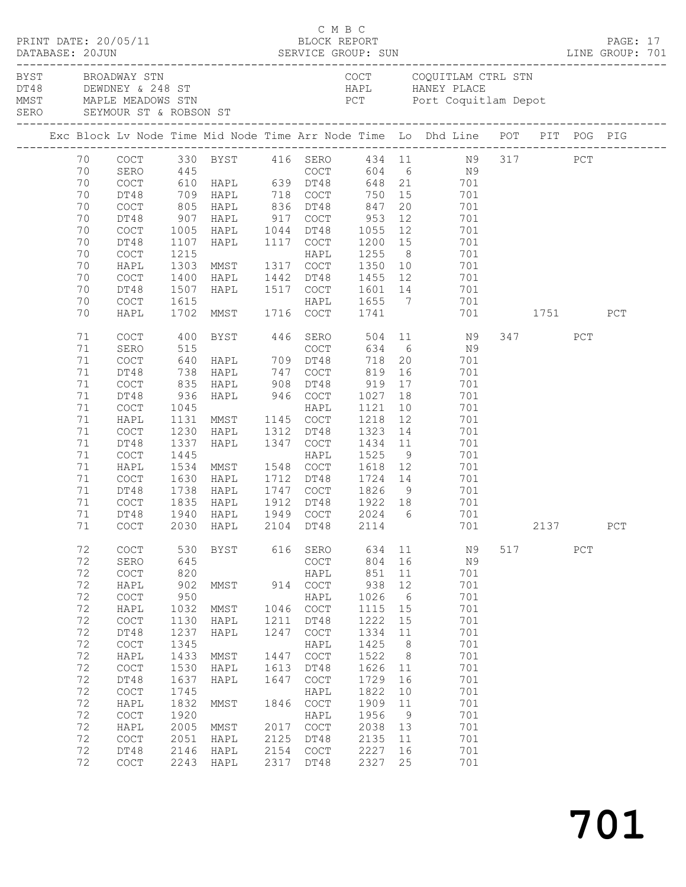C M B C

PRINT DATE: 20/05/11 BLOCK REPORT

DATABASE: 20JUN SERVICE GROUP: SUN LINE GROUP: 701

| | | | |
|---|---|---|---|
| BYST | BROADWAY STN | COCT | COQUITLAM CTRL STN |
| DT48 | DEWDNEY & 248 ST | HAPL | HANEY PLACE |
| MMST | MAPLE MEADOWS STN | PCT | Port Coquitlam Depot |
| SERO | SEYMOUR ST & ROBSON ST | | |

| Exc | Block | Lv Node | Time | Mid Node | Time | Arr Node | Time | Lo | Dhd Line | POT | PIT | POG | PIG |
|---|---|---|---|---|---|---|---|---|---|---|---|---|---|
| | 70 | COCT | 330 | BYST | 416 | SERO | 434 | 11 | N9 | 317 | | PCT | |
| | 70 | SERO | 445 | | | COCT | 604 | 6 | N9 | | | | |
| | 70 | COCT | 610 | HAPL | 639 | DT48 | 648 | 21 | 701 | | | | |
| | 70 | DT48 | 709 | HAPL | 718 | COCT | 750 | 15 | 701 | | | | |
| | 70 | COCT | 805 | HAPL | 836 | DT48 | 847 | 20 | 701 | | | | |
| | 70 | DT48 | 907 | HAPL | 917 | COCT | 953 | 12 | 701 | | | | |
| | 70 | COCT | 1005 | HAPL | 1044 | DT48 | 1055 | 12 | 701 | | | | |
| | 70 | DT48 | 1107 | HAPL | 1117 | COCT | 1200 | 15 | 701 | | | | |
| | 70 | COCT | 1215 | | | HAPL | 1255 | 8 | 701 | | | | |
| | 70 | HAPL | 1303 | MMST | 1317 | COCT | 1350 | 10 | 701 | | | | |
| | 70 | COCT | 1400 | HAPL | 1442 | DT48 | 1455 | 12 | 701 | | | | |
| | 70 | DT48 | 1507 | HAPL | 1517 | COCT | 1601 | 14 | 701 | | | | |
| | 70 | COCT | 1615 | | | HAPL | 1655 | 7 | 701 | | | | |
| | 70 | HAPL | 1702 | MMST | 1716 | COCT | 1741 | | 701 | | 1751 | | PCT |
| | 71 | COCT | 400 | BYST | 446 | SERO | 504 | 11 | N9 | 347 | | PCT | |
| | 71 | SERO | 515 | | | COCT | 634 | 6 | N9 | | | | |
| | 71 | COCT | 640 | HAPL | 709 | DT48 | 718 | 20 | 701 | | | | |
| | 71 | DT48 | 738 | HAPL | 747 | COCT | 819 | 16 | 701 | | | | |
| | 71 | COCT | 835 | HAPL | 908 | DT48 | 919 | 17 | 701 | | | | |
| | 71 | DT48 | 936 | HAPL | 946 | COCT | 1027 | 18 | 701 | | | | |
| | 71 | COCT | 1045 | | | HAPL | 1121 | 10 | 701 | | | | |
| | 71 | HAPL | 1131 | MMST | 1145 | COCT | 1218 | 12 | 701 | | | | |
| | 71 | COCT | 1230 | HAPL | 1312 | DT48 | 1323 | 14 | 701 | | | | |
| | 71 | DT48 | 1337 | HAPL | 1347 | COCT | 1434 | 11 | 701 | | | | |
| | 71 | COCT | 1445 | | | HAPL | 1525 | 9 | 701 | | | | |
| | 71 | HAPL | 1534 | MMST | 1548 | COCT | 1618 | 12 | 701 | | | | |
| | 71 | COCT | 1630 | HAPL | 1712 | DT48 | 1724 | 14 | 701 | | | | |
| | 71 | DT48 | 1738 | HAPL | 1747 | COCT | 1826 | 9 | 701 | | | | |
| | 71 | COCT | 1835 | HAPL | 1912 | DT48 | 1922 | 18 | 701 | | | | |
| | 71 | DT48 | 1940 | HAPL | 1949 | COCT | 2024 | 6 | 701 | | | | |
| | 71 | COCT | 2030 | HAPL | 2104 | DT48 | 2114 | | 701 | | 2137 | | PCT |
| | 72 | COCT | 530 | BYST | 616 | SERO | 634 | 11 | N9 | 517 | | PCT | |
| | 72 | SERO | 645 | | | COCT | 804 | 16 | N9 | | | | |
| | 72 | COCT | 820 | | | HAPL | 851 | 11 | 701 | | | | |
| | 72 | HAPL | 902 | MMST | 914 | COCT | 938 | 12 | 701 | | | | |
| | 72 | COCT | 950 | | | HAPL | 1026 | 6 | 701 | | | | |
| | 72 | HAPL | 1032 | MMST | 1046 | COCT | 1115 | 15 | 701 | | | | |
| | 72 | COCT | 1130 | HAPL | 1211 | DT48 | 1222 | 15 | 701 | | | | |
| | 72 | DT48 | 1237 | HAPL | 1247 | COCT | 1334 | 11 | 701 | | | | |
| | 72 | COCT | 1345 | | | HAPL | 1425 | 8 | 701 | | | | |
| | 72 | HAPL | 1433 | MMST | 1447 | COCT | 1522 | 8 | 701 | | | | |
| | 72 | COCT | 1530 | HAPL | 1613 | DT48 | 1626 | 11 | 701 | | | | |
| | 72 | DT48 | 1637 | HAPL | 1647 | COCT | 1729 | 16 | 701 | | | | |
| | 72 | COCT | 1745 | | | HAPL | 1822 | 10 | 701 | | | | |
| | 72 | HAPL | 1832 | MMST | 1846 | COCT | 1909 | 11 | 701 | | | | |
| | 72 | COCT | 1920 | | | HAPL | 1956 | 9 | 701 | | | | |
| | 72 | HAPL | 2005 | MMST | 2017 | COCT | 2038 | 13 | 701 | | | | |
| | 72 | COCT | 2051 | HAPL | 2125 | DT48 | 2135 | 11 | 701 | | | | |
| | 72 | DT48 | 2146 | HAPL | 2154 | COCT | 2227 | 16 | 701 | | | | |
| | 72 | COCT | 2243 | HAPL | 2317 | DT48 | 2327 | 25 | 701 | | | | |

701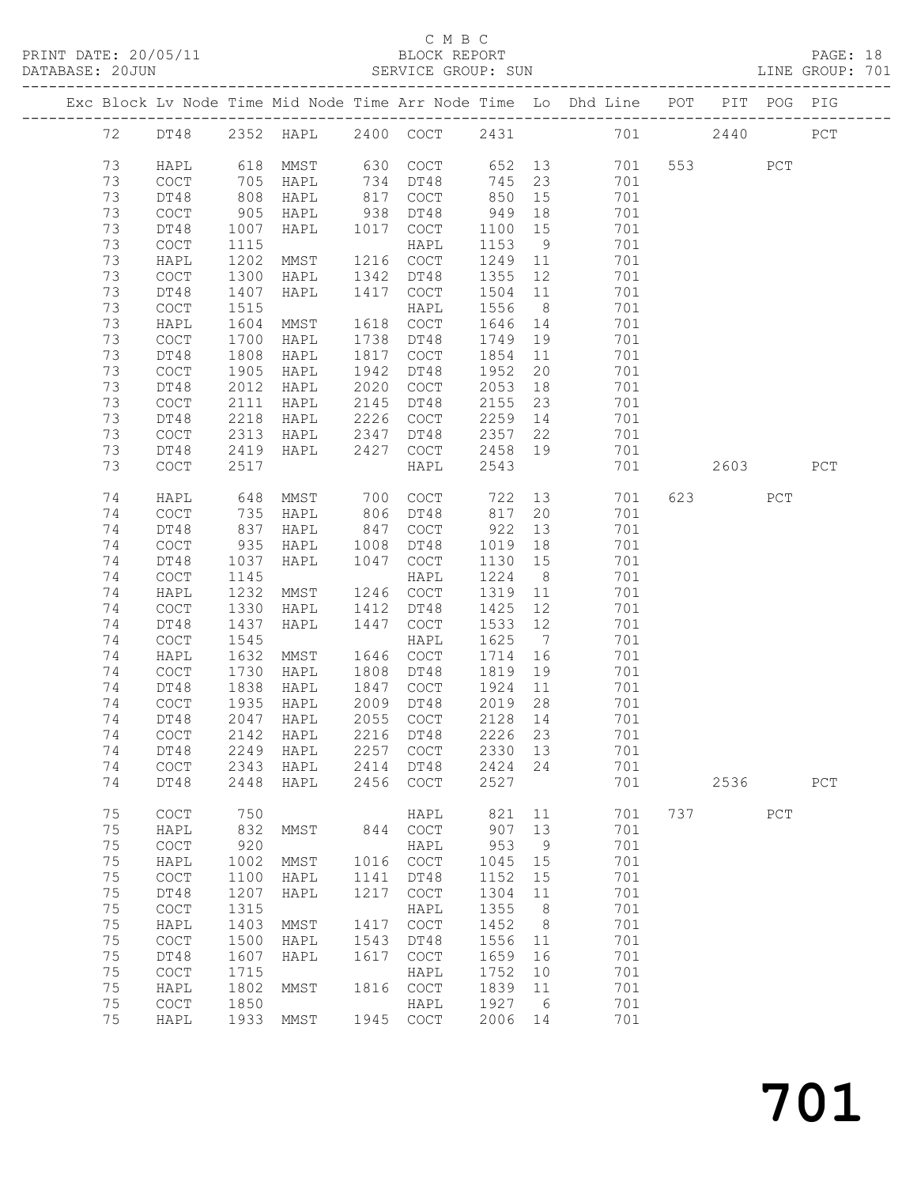C M B C

PRINT DATE: 20/05/11 BLOCK REPORT

DATABASE: 20JUN SERVICE GROUP: SUN LINE GROUP: 701

| Exc | Block | Lv | Node | Time | Mid Node | Time | Arr Node | Time | Lo | Dhd Line | POT | PIT | POG | PIG |
|---|---|---|---|---|---|---|---|---|---|---|---|---|---|---|
| | 72 | | DT48 | 2352 | HAPL | 2400 | COCT | 2431 | | 701 | | 2440 | | PCT |
| | 73 | | HAPL | 618 | MMST | 630 | COCT | 652 | 13 | 701 | 553 | | PCT | |
| | 73 | | COCT | 705 | HAPL | 734 | DT48 | 745 | 23 | 701 | | | | |
| | 73 | | DT48 | 808 | HAPL | 817 | COCT | 850 | 15 | 701 | | | | |
| | 73 | | COCT | 905 | HAPL | 938 | DT48 | 949 | 18 | 701 | | | | |
| | 73 | | DT48 | 1007 | HAPL | 1017 | COCT | 1100 | 15 | 701 | | | | |
| | 73 | | COCT | 1115 | | | HAPL | 1153 | 9 | 701 | | | | |
| | 73 | | HAPL | 1202 | MMST | 1216 | COCT | 1249 | 11 | 701 | | | | |
| | 73 | | COCT | 1300 | HAPL | 1342 | DT48 | 1355 | 12 | 701 | | | | |
| | 73 | | DT48 | 1407 | HAPL | 1417 | COCT | 1504 | 11 | 701 | | | | |
| | 73 | | COCT | 1515 | | | HAPL | 1556 | 8 | 701 | | | | |
| | 73 | | HAPL | 1604 | MMST | 1618 | COCT | 1646 | 14 | 701 | | | | |
| | 73 | | COCT | 1700 | HAPL | 1738 | DT48 | 1749 | 19 | 701 | | | | |
| | 73 | | DT48 | 1808 | HAPL | 1817 | COCT | 1854 | 11 | 701 | | | | |
| | 73 | | COCT | 1905 | HAPL | 1942 | DT48 | 1952 | 20 | 701 | | | | |
| | 73 | | DT48 | 2012 | HAPL | 2020 | COCT | 2053 | 18 | 701 | | | | |
| | 73 | | COCT | 2111 | HAPL | 2145 | DT48 | 2155 | 23 | 701 | | | | |
| | 73 | | DT48 | 2218 | HAPL | 2226 | COCT | 2259 | 14 | 701 | | | | |
| | 73 | | COCT | 2313 | HAPL | 2347 | DT48 | 2357 | 22 | 701 | | | | |
| | 73 | | DT48 | 2419 | HAPL | 2427 | COCT | 2458 | 19 | 701 | | | | |
| | 73 | | COCT | 2517 | | | HAPL | 2543 | | 701 | | 2603 | | PCT |
| | 74 | | HAPL | 648 | MMST | 700 | COCT | 722 | 13 | 701 | 623 | | PCT | |
| | 74 | | COCT | 735 | HAPL | 806 | DT48 | 817 | 20 | 701 | | | | |
| | 74 | | DT48 | 837 | HAPL | 847 | COCT | 922 | 13 | 701 | | | | |
| | 74 | | COCT | 935 | HAPL | 1008 | DT48 | 1019 | 18 | 701 | | | | |
| | 74 | | DT48 | 1037 | HAPL | 1047 | COCT | 1130 | 15 | 701 | | | | |
| | 74 | | COCT | 1145 | | | HAPL | 1224 | 8 | 701 | | | | |
| | 74 | | HAPL | 1232 | MMST | 1246 | COCT | 1319 | 11 | 701 | | | | |
| | 74 | | COCT | 1330 | HAPL | 1412 | DT48 | 1425 | 12 | 701 | | | | |
| | 74 | | DT48 | 1437 | HAPL | 1447 | COCT | 1533 | 12 | 701 | | | | |
| | 74 | | COCT | 1545 | | | HAPL | 1625 | 7 | 701 | | | | |
| | 74 | | HAPL | 1632 | MMST | 1646 | COCT | 1714 | 16 | 701 | | | | |
| | 74 | | COCT | 1730 | HAPL | 1808 | DT48 | 1819 | 19 | 701 | | | | |
| | 74 | | DT48 | 1838 | HAPL | 1847 | COCT | 1924 | 11 | 701 | | | | |
| | 74 | | COCT | 1935 | HAPL | 2009 | DT48 | 2019 | 28 | 701 | | | | |
| | 74 | | DT48 | 2047 | HAPL | 2055 | COCT | 2128 | 14 | 701 | | | | |
| | 74 | | COCT | 2142 | HAPL | 2216 | DT48 | 2226 | 23 | 701 | | | | |
| | 74 | | DT48 | 2249 | HAPL | 2257 | COCT | 2330 | 13 | 701 | | | | |
| | 74 | | COCT | 2343 | HAPL | 2414 | DT48 | 2424 | 24 | 701 | | | | |
| | 74 | | DT48 | 2448 | HAPL | 2456 | COCT | 2527 | | 701 | | 2536 | | PCT |
| | 75 | | COCT | 750 | | | HAPL | 821 | 11 | 701 | 737 | | PCT | |
| | 75 | | HAPL | 832 | MMST | 844 | COCT | 907 | 13 | 701 | | | | |
| | 75 | | COCT | 920 | | | HAPL | 953 | 9 | 701 | | | | |
| | 75 | | HAPL | 1002 | MMST | 1016 | COCT | 1045 | 15 | 701 | | | | |
| | 75 | | COCT | 1100 | HAPL | 1141 | DT48 | 1152 | 15 | 701 | | | | |
| | 75 | | DT48 | 1207 | HAPL | 1217 | COCT | 1304 | 11 | 701 | | | | |
| | 75 | | COCT | 1315 | | | HAPL | 1355 | 8 | 701 | | | | |
| | 75 | | HAPL | 1403 | MMST | 1417 | COCT | 1452 | 8 | 701 | | | | |
| | 75 | | COCT | 1500 | HAPL | 1543 | DT48 | 1556 | 11 | 701 | | | | |
| | 75 | | DT48 | 1607 | HAPL | 1617 | COCT | 1659 | 16 | 701 | | | | |
| | 75 | | COCT | 1715 | | | HAPL | 1752 | 10 | 701 | | | | |
| | 75 | | HAPL | 1802 | MMST | 1816 | COCT | 1839 | 11 | 701 | | | | |
| | 75 | | COCT | 1850 | | | HAPL | 1927 | 6 | 701 | | | | |
| | 75 | | HAPL | 1933 | MMST | 1945 | COCT | 2006 | 14 | 701 | | | | |

701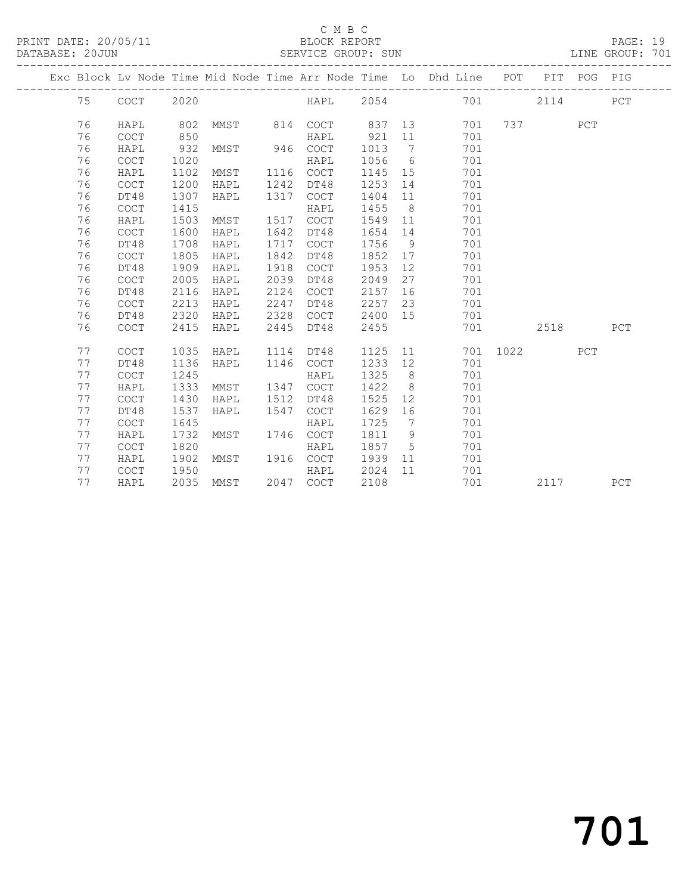C M B C

BLOCK REPORT

SERVICE GROUP: SUN

PRINT DATE: 20/05/11

DATABASE: 20JUN

LINE GROUP: 701

| Exc | Block | Lv | Node | Time | Mid Node | Time | Arr Node | Time | Lo | Dhd Line | POT | PIT | POG | PIG |
|---|---|---|---|---|---|---|---|---|---|---|---|---|---|---|
| | 75 | | COCT | 2020 | | | HAPL | 2054 | | 701 | | 2114 | | PCT |
| | 76 | | HAPL | 802 | MMST | 814 | COCT | 837 | 13 | 701 | 737 | | PCT | |
| | 76 | | COCT | 850 | | | HAPL | 921 | 11 | 701 | | | | |
| | 76 | | HAPL | 932 | MMST | 946 | COCT | 1013 | 7 | 701 | | | | |
| | 76 | | COCT | 1020 | | | HAPL | 1056 | 6 | 701 | | | | |
| | 76 | | HAPL | 1102 | MMST | 1116 | COCT | 1145 | 15 | 701 | | | | |
| | 76 | | COCT | 1200 | HAPL | 1242 | DT48 | 1253 | 14 | 701 | | | | |
| | 76 | | DT48 | 1307 | HAPL | 1317 | COCT | 1404 | 11 | 701 | | | | |
| | 76 | | COCT | 1415 | | | HAPL | 1455 | 8 | 701 | | | | |
| | 76 | | HAPL | 1503 | MMST | 1517 | COCT | 1549 | 11 | 701 | | | | |
| | 76 | | COCT | 1600 | HAPL | 1642 | DT48 | 1654 | 14 | 701 | | | | |
| | 76 | | DT48 | 1708 | HAPL | 1717 | COCT | 1756 | 9 | 701 | | | | |
| | 76 | | COCT | 1805 | HAPL | 1842 | DT48 | 1852 | 17 | 701 | | | | |
| | 76 | | DT48 | 1909 | HAPL | 1918 | COCT | 1953 | 12 | 701 | | | | |
| | 76 | | COCT | 2005 | HAPL | 2039 | DT48 | 2049 | 27 | 701 | | | | |
| | 76 | | DT48 | 2116 | HAPL | 2124 | COCT | 2157 | 16 | 701 | | | | |
| | 76 | | COCT | 2213 | HAPL | 2247 | DT48 | 2257 | 23 | 701 | | | | |
| | 76 | | DT48 | 2320 | HAPL | 2328 | COCT | 2400 | 15 | 701 | | | | |
| | 76 | | COCT | 2415 | HAPL | 2445 | DT48 | 2455 | | 701 | | 2518 | | PCT |
| | 77 | | COCT | 1035 | HAPL | 1114 | DT48 | 1125 | 11 | 701 | 1022 | | PCT | |
| | 77 | | DT48 | 1136 | HAPL | 1146 | COCT | 1233 | 12 | 701 | | | | |
| | 77 | | COCT | 1245 | | | HAPL | 1325 | 8 | 701 | | | | |
| | 77 | | HAPL | 1333 | MMST | 1347 | COCT | 1422 | 8 | 701 | | | | |
| | 77 | | COCT | 1430 | HAPL | 1512 | DT48 | 1525 | 12 | 701 | | | | |
| | 77 | | DT48 | 1537 | HAPL | 1547 | COCT | 1629 | 16 | 701 | | | | |
| | 77 | | COCT | 1645 | | | HAPL | 1725 | 7 | 701 | | | | |
| | 77 | | HAPL | 1732 | MMST | 1746 | COCT | 1811 | 9 | 701 | | | | |
| | 77 | | COCT | 1820 | | | HAPL | 1857 | 5 | 701 | | | | |
| | 77 | | HAPL | 1902 | MMST | 1916 | COCT | 1939 | 11 | 701 | | | | |
| | 77 | | COCT | 1950 | | | HAPL | 2024 | 11 | 701 | | | | |
| | 77 | | HAPL | 2035 | MMST | 2047 | COCT | 2108 | | 701 | | 2117 | | PCT |

# 701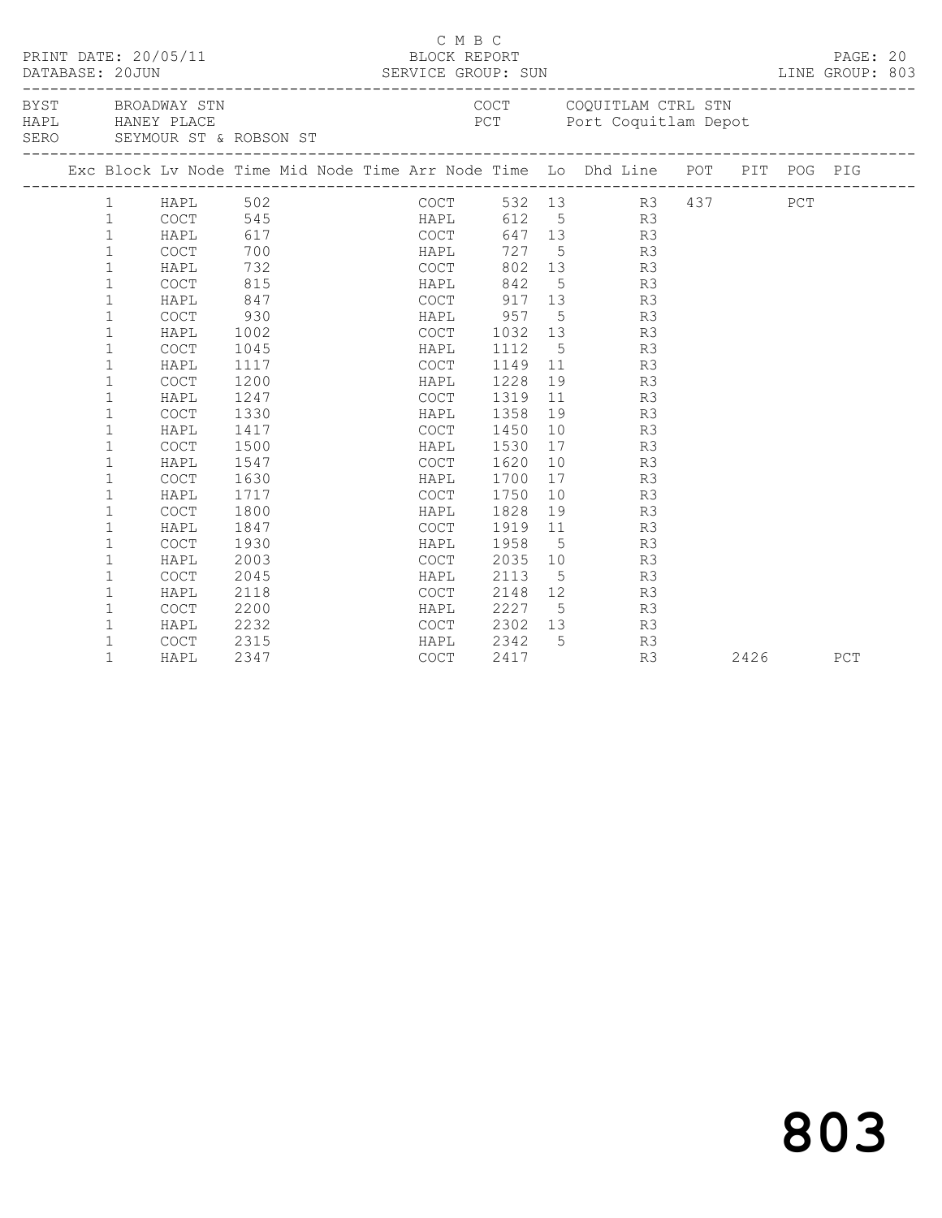C M B C

PRINT DATE: 20/05/11 BLOCK REPORT PAGE: 20
DATABASE: 20JUN SERVICE GROUP: SUN LINE GROUP: 803

| | | | |
|---|---|---|---|
| BYST | BROADWAY STN | COCT | COQUITLAM CTRL STN |
| HAPL | HANEY PLACE | PCT | Port Coquitlam Depot |
| SERO | SEYMOUR ST & ROBSON ST | | |

| Exc | Block | Lv Node | Time | Mid Node | Time | Arr Node | Time | Lo | Dhd | Line | POT | PIT | POG | PIG |
|---|---|---|---|---|---|---|---|---|---|---|---|---|---|---|
| | 1 | HAPL | 502 | | | COCT | 532 | 13 | | R3 | 437 | | PCT | |
| | 1 | COCT | 545 | | | HAPL | 612 | 5 | | R3 | | | | |
| | 1 | HAPL | 617 | | | COCT | 647 | 13 | | R3 | | | | |
| | 1 | COCT | 700 | | | HAPL | 727 | 5 | | R3 | | | | |
| | 1 | HAPL | 732 | | | COCT | 802 | 13 | | R3 | | | | |
| | 1 | COCT | 815 | | | HAPL | 842 | 5 | | R3 | | | | |
| | 1 | HAPL | 847 | | | COCT | 917 | 13 | | R3 | | | | |
| | 1 | COCT | 930 | | | HAPL | 957 | 5 | | R3 | | | | |
| | 1 | HAPL | 1002 | | | COCT | 1032 | 13 | | R3 | | | | |
| | 1 | COCT | 1045 | | | HAPL | 1112 | 5 | | R3 | | | | |
| | 1 | HAPL | 1117 | | | COCT | 1149 | 11 | | R3 | | | | |
| | 1 | COCT | 1200 | | | HAPL | 1228 | 19 | | R3 | | | | |
| | 1 | HAPL | 1247 | | | COCT | 1319 | 11 | | R3 | | | | |
| | 1 | COCT | 1330 | | | HAPL | 1358 | 19 | | R3 | | | | |
| | 1 | HAPL | 1417 | | | COCT | 1450 | 10 | | R3 | | | | |
| | 1 | COCT | 1500 | | | HAPL | 1530 | 17 | | R3 | | | | |
| | 1 | HAPL | 1547 | | | COCT | 1620 | 10 | | R3 | | | | |
| | 1 | COCT | 1630 | | | HAPL | 1700 | 17 | | R3 | | | | |
| | 1 | HAPL | 1717 | | | COCT | 1750 | 10 | | R3 | | | | |
| | 1 | COCT | 1800 | | | HAPL | 1828 | 19 | | R3 | | | | |
| | 1 | HAPL | 1847 | | | COCT | 1919 | 11 | | R3 | | | | |
| | 1 | COCT | 1930 | | | HAPL | 1958 | 5 | | R3 | | | | |
| | 1 | HAPL | 2003 | | | COCT | 2035 | 10 | | R3 | | | | |
| | 1 | COCT | 2045 | | | HAPL | 2113 | 5 | | R3 | | | | |
| | 1 | HAPL | 2118 | | | COCT | 2148 | 12 | | R3 | | | | |
| | 1 | COCT | 2200 | | | HAPL | 2227 | 5 | | R3 | | | | |
| | 1 | HAPL | 2232 | | | COCT | 2302 | 13 | | R3 | | | | |
| | 1 | COCT | 2315 | | | HAPL | 2342 | 5 | | R3 | | | | |
| | 1 | HAPL | 2347 | | | COCT | 2417 | | | R3 | | 2426 | | PCT |

803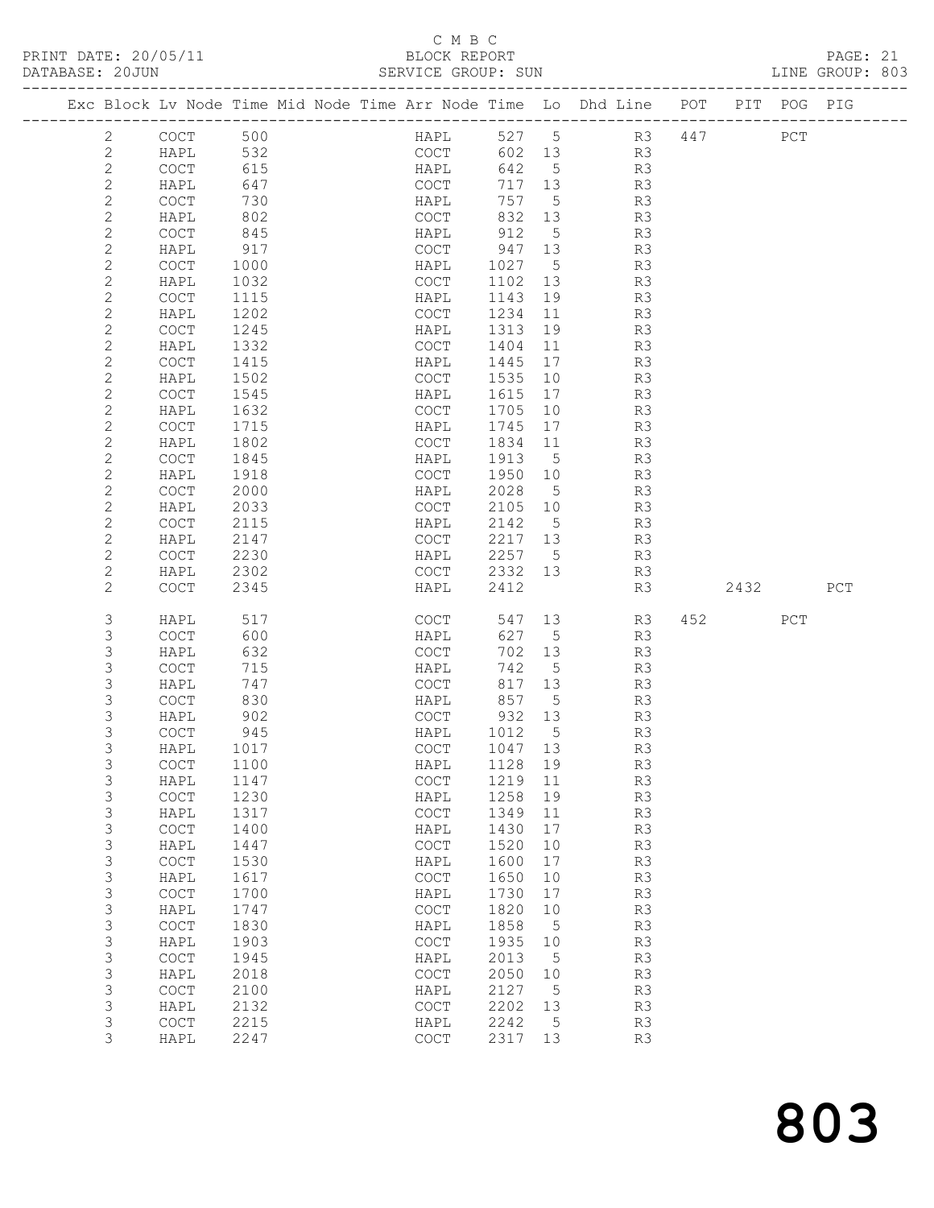C M B C
PRINT DATE: 20/05/11 BLOCK REPORT
DATABASE: 20JUN SERVICE GROUP: SUN LINE GROUP: 803

| Exc | Block | Lv | Node | Time | Mid Node | Time | Arr Node | Time | Lo | Dhd Line | POT | PIT | POG | PIG |
|---|---|---|---|---|---|---|---|---|---|---|---|---|---|---|
| | 2 | | COCT | 500 | | | HAPL | 527 | 5 | R3 | 447 | | PCT | |
| | 2 | | HAPL | 532 | | | COCT | 602 | 13 | R3 | | | | |
| | 2 | | COCT | 615 | | | HAPL | 642 | 5 | R3 | | | | |
| | 2 | | HAPL | 647 | | | COCT | 717 | 13 | R3 | | | | |
| | 2 | | COCT | 730 | | | HAPL | 757 | 5 | R3 | | | | |
| | 2 | | HAPL | 802 | | | COCT | 832 | 13 | R3 | | | | |
| | 2 | | COCT | 845 | | | HAPL | 912 | 5 | R3 | | | | |
| | 2 | | HAPL | 917 | | | COCT | 947 | 13 | R3 | | | | |
| | 2 | | COCT | 1000 | | | HAPL | 1027 | 5 | R3 | | | | |
| | 2 | | HAPL | 1032 | | | COCT | 1102 | 13 | R3 | | | | |
| | 2 | | COCT | 1115 | | | HAPL | 1143 | 19 | R3 | | | | |
| | 2 | | HAPL | 1202 | | | COCT | 1234 | 11 | R3 | | | | |
| | 2 | | COCT | 1245 | | | HAPL | 1313 | 19 | R3 | | | | |
| | 2 | | HAPL | 1332 | | | COCT | 1404 | 11 | R3 | | | | |
| | 2 | | COCT | 1415 | | | HAPL | 1445 | 17 | R3 | | | | |
| | 2 | | HAPL | 1502 | | | COCT | 1535 | 10 | R3 | | | | |
| | 2 | | COCT | 1545 | | | HAPL | 1615 | 17 | R3 | | | | |
| | 2 | | HAPL | 1632 | | | COCT | 1705 | 10 | R3 | | | | |
| | 2 | | COCT | 1715 | | | HAPL | 1745 | 17 | R3 | | | | |
| | 2 | | HAPL | 1802 | | | COCT | 1834 | 11 | R3 | | | | |
| | 2 | | COCT | 1845 | | | HAPL | 1913 | 5 | R3 | | | | |
| | 2 | | HAPL | 1918 | | | COCT | 1950 | 10 | R3 | | | | |
| | 2 | | COCT | 2000 | | | HAPL | 2028 | 5 | R3 | | | | |
| | 2 | | HAPL | 2033 | | | COCT | 2105 | 10 | R3 | | | | |
| | 2 | | COCT | 2115 | | | HAPL | 2142 | 5 | R3 | | | | |
| | 2 | | HAPL | 2147 | | | COCT | 2217 | 13 | R3 | | | | |
| | 2 | | COCT | 2230 | | | HAPL | 2257 | 5 | R3 | | | | |
| | 2 | | HAPL | 2302 | | | COCT | 2332 | 13 | R3 | | | | |
| | 2 | | COCT | 2345 | | | HAPL | 2412 | | R3 | | 2432 | | PCT |
| | 3 | | HAPL | 517 | | | COCT | 547 | 13 | R3 | 452 | | PCT | |
| | 3 | | COCT | 600 | | | HAPL | 627 | 5 | R3 | | | | |
| | 3 | | HAPL | 632 | | | COCT | 702 | 13 | R3 | | | | |
| | 3 | | COCT | 715 | | | HAPL | 742 | 5 | R3 | | | | |
| | 3 | | HAPL | 747 | | | COCT | 817 | 13 | R3 | | | | |
| | 3 | | COCT | 830 | | | HAPL | 857 | 5 | R3 | | | | |
| | 3 | | HAPL | 902 | | | COCT | 932 | 13 | R3 | | | | |
| | 3 | | COCT | 945 | | | HAPL | 1012 | 5 | R3 | | | | |
| | 3 | | HAPL | 1017 | | | COCT | 1047 | 13 | R3 | | | | |
| | 3 | | COCT | 1100 | | | HAPL | 1128 | 19 | R3 | | | | |
| | 3 | | HAPL | 1147 | | | COCT | 1219 | 11 | R3 | | | | |
| | 3 | | COCT | 1230 | | | HAPL | 1258 | 19 | R3 | | | | |
| | 3 | | HAPL | 1317 | | | COCT | 1349 | 11 | R3 | | | | |
| | 3 | | COCT | 1400 | | | HAPL | 1430 | 17 | R3 | | | | |
| | 3 | | HAPL | 1447 | | | COCT | 1520 | 10 | R3 | | | | |
| | 3 | | COCT | 1530 | | | HAPL | 1600 | 17 | R3 | | | | |
| | 3 | | HAPL | 1617 | | | COCT | 1650 | 10 | R3 | | | | |
| | 3 | | COCT | 1700 | | | HAPL | 1730 | 17 | R3 | | | | |
| | 3 | | HAPL | 1747 | | | COCT | 1820 | 10 | R3 | | | | |
| | 3 | | COCT | 1830 | | | HAPL | 1858 | 5 | R3 | | | | |
| | 3 | | HAPL | 1903 | | | COCT | 1935 | 10 | R3 | | | | |
| | 3 | | COCT | 1945 | | | HAPL | 2013 | 5 | R3 | | | | |
| | 3 | | HAPL | 2018 | | | COCT | 2050 | 10 | R3 | | | | |
| | 3 | | COCT | 2100 | | | HAPL | 2127 | 5 | R3 | | | | |
| | 3 | | HAPL | 2132 | | | COCT | 2202 | 13 | R3 | | | | |
| | 3 | | COCT | 2215 | | | HAPL | 2242 | 5 | R3 | | | | |
| | 3 | | HAPL | 2247 | | | COCT | 2317 | 13 | R3 | | | | |

803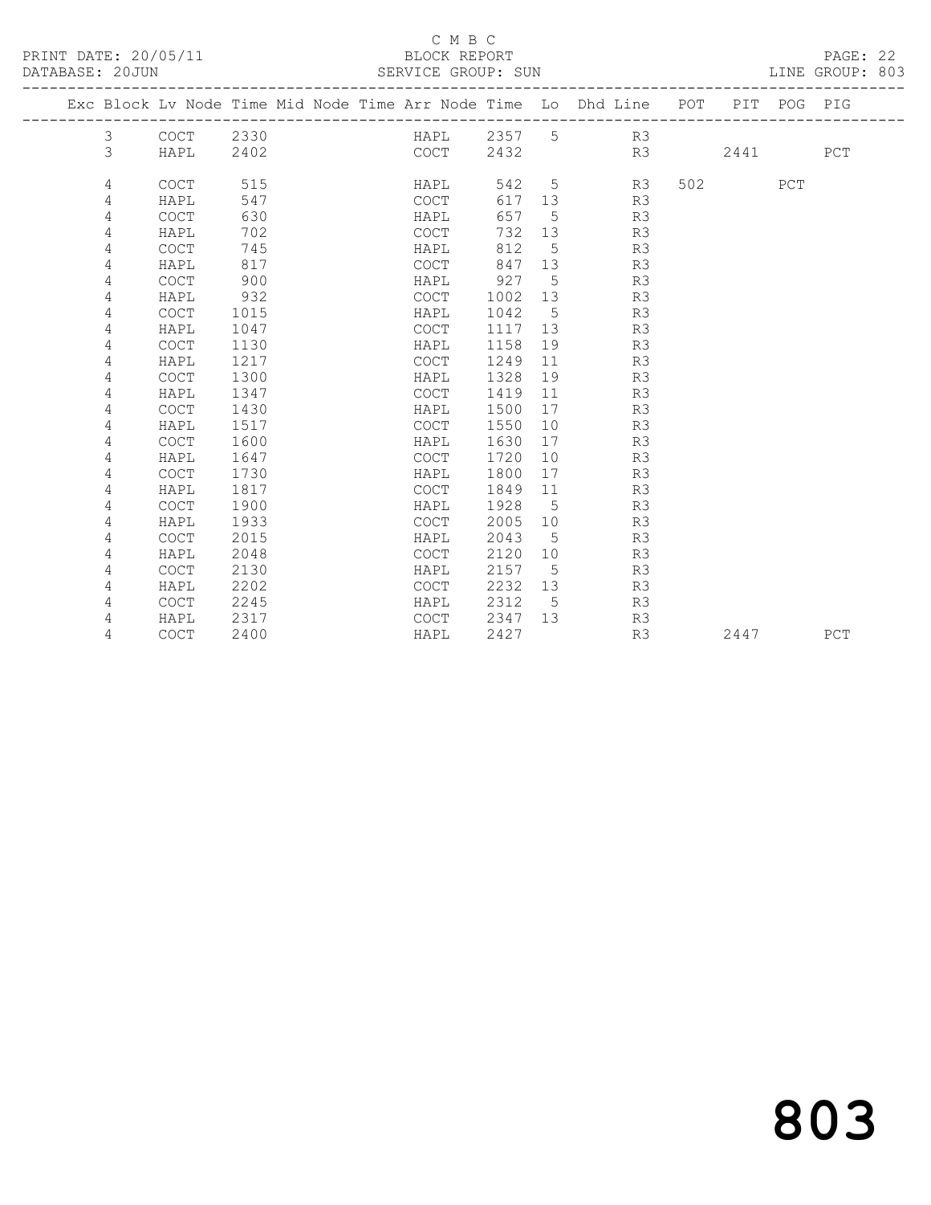C M B C

BLOCK REPORT

SERVICE GROUP: SUN

PRINT DATE: 20/05/11

DATABASE: 20JUN

LINE GROUP: 803

| Exc | Block | Lv Node | Time | Mid Node | Time | Arr Node | Time | Lo | Dhd Line | POT | PIT | POG | PIG |
|---|---|---|---|---|---|---|---|---|---|---|---|---|---|
| | 3 | COCT | 2330 | | | HAPL | 2357 | 5 | R3 | | | | |
| | 3 | HAPL | 2402 | | | COCT | 2432 | | R3 | | 2441 | | PCT |
| | 4 | COCT | 515 | | | HAPL | 542 | 5 | R3 | 502 | | PCT | |
| | 4 | HAPL | 547 | | | COCT | 617 | 13 | R3 | | | | |
| | 4 | COCT | 630 | | | HAPL | 657 | 5 | R3 | | | | |
| | 4 | HAPL | 702 | | | COCT | 732 | 13 | R3 | | | | |
| | 4 | COCT | 745 | | | HAPL | 812 | 5 | R3 | | | | |
| | 4 | HAPL | 817 | | | COCT | 847 | 13 | R3 | | | | |
| | 4 | COCT | 900 | | | HAPL | 927 | 5 | R3 | | | | |
| | 4 | HAPL | 932 | | | COCT | 1002 | 13 | R3 | | | | |
| | 4 | COCT | 1015 | | | HAPL | 1042 | 5 | R3 | | | | |
| | 4 | HAPL | 1047 | | | COCT | 1117 | 13 | R3 | | | | |
| | 4 | COCT | 1130 | | | HAPL | 1158 | 19 | R3 | | | | |
| | 4 | HAPL | 1217 | | | COCT | 1249 | 11 | R3 | | | | |
| | 4 | COCT | 1300 | | | HAPL | 1328 | 19 | R3 | | | | |
| | 4 | HAPL | 1347 | | | COCT | 1419 | 11 | R3 | | | | |
| | 4 | COCT | 1430 | | | HAPL | 1500 | 17 | R3 | | | | |
| | 4 | HAPL | 1517 | | | COCT | 1550 | 10 | R3 | | | | |
| | 4 | COCT | 1600 | | | HAPL | 1630 | 17 | R3 | | | | |
| | 4 | HAPL | 1647 | | | COCT | 1720 | 10 | R3 | | | | |
| | 4 | COCT | 1730 | | | HAPL | 1800 | 17 | R3 | | | | |
| | 4 | HAPL | 1817 | | | COCT | 1849 | 11 | R3 | | | | |
| | 4 | COCT | 1900 | | | HAPL | 1928 | 5 | R3 | | | | |
| | 4 | HAPL | 1933 | | | COCT | 2005 | 10 | R3 | | | | |
| | 4 | COCT | 2015 | | | HAPL | 2043 | 5 | R3 | | | | |
| | 4 | HAPL | 2048 | | | COCT | 2120 | 10 | R3 | | | | |
| | 4 | COCT | 2130 | | | HAPL | 2157 | 5 | R3 | | | | |
| | 4 | HAPL | 2202 | | | COCT | 2232 | 13 | R3 | | | | |
| | 4 | COCT | 2245 | | | HAPL | 2312 | 5 | R3 | | | | |
| | 4 | HAPL | 2317 | | | COCT | 2347 | 13 | R3 | | | | |
| | 4 | COCT | 2400 | | | HAPL | 2427 | | R3 | | 2447 | | PCT |

803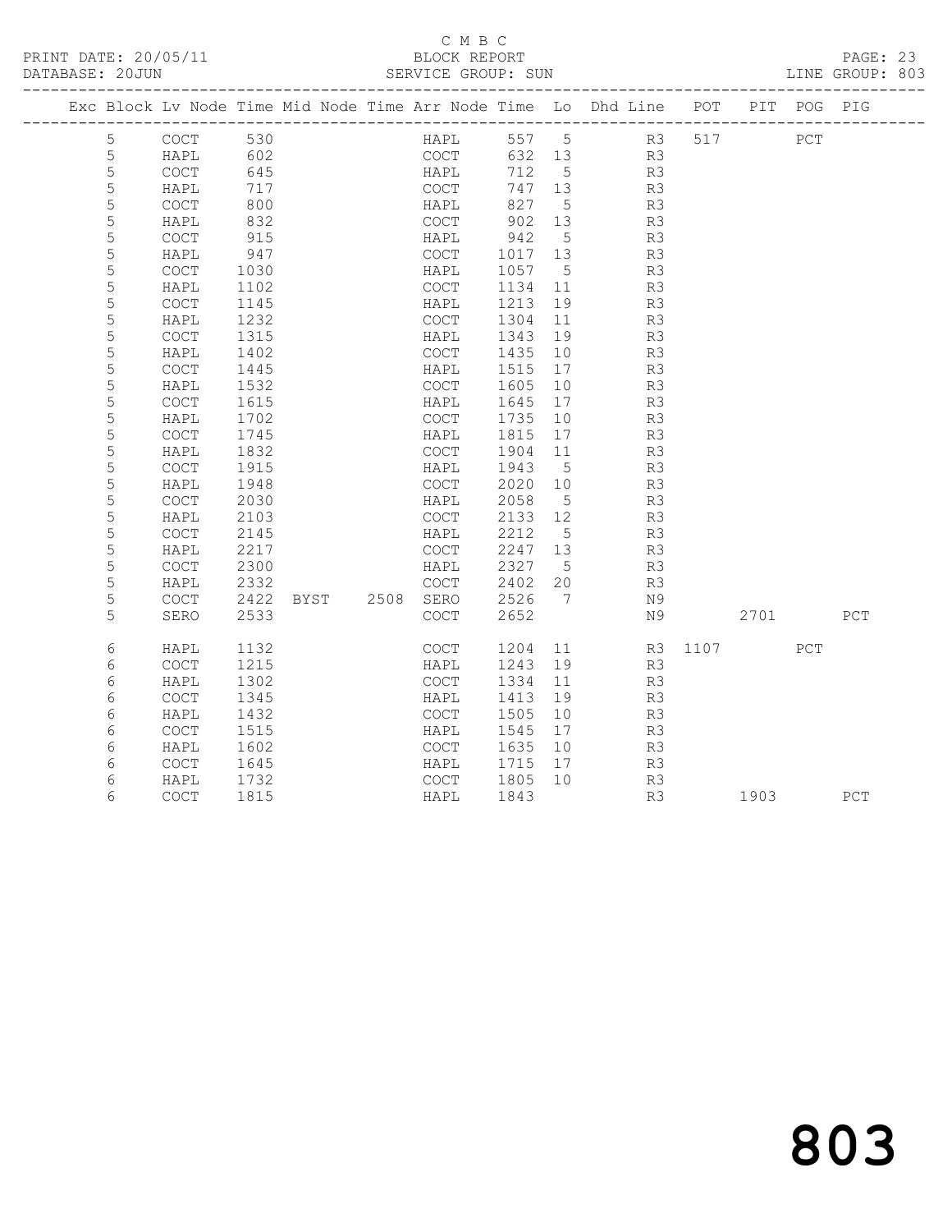C M B C

PRINT DATE: 20/05/11 BLOCK REPORT PAGE: 23

DATABASE: 20JUN SERVICE GROUP: SUN LINE GROUP: 803

| Exc | Block | Lv Node | Time | Mid Node | Time | Arr Node | Time | Lo | Dhd Line | POT | PIT | POG | PIG |
|---|---|---|---|---|---|---|---|---|---|---|---|---|---|
| | 5 | COCT | 530 | | | HAPL | 557 | 5 | R3 | 517 | | PCT | |
| | 5 | HAPL | 602 | | | COCT | 632 | 13 | R3 | | | | |
| | 5 | COCT | 645 | | | HAPL | 712 | 5 | R3 | | | | |
| | 5 | HAPL | 717 | | | COCT | 747 | 13 | R3 | | | | |
| | 5 | COCT | 800 | | | HAPL | 827 | 5 | R3 | | | | |
| | 5 | HAPL | 832 | | | COCT | 902 | 13 | R3 | | | | |
| | 5 | COCT | 915 | | | HAPL | 942 | 5 | R3 | | | | |
| | 5 | HAPL | 947 | | | COCT | 1017 | 13 | R3 | | | | |
| | 5 | COCT | 1030 | | | HAPL | 1057 | 5 | R3 | | | | |
| | 5 | HAPL | 1102 | | | COCT | 1134 | 11 | R3 | | | | |
| | 5 | COCT | 1145 | | | HAPL | 1213 | 19 | R3 | | | | |
| | 5 | HAPL | 1232 | | | COCT | 1304 | 11 | R3 | | | | |
| | 5 | COCT | 1315 | | | HAPL | 1343 | 19 | R3 | | | | |
| | 5 | HAPL | 1402 | | | COCT | 1435 | 10 | R3 | | | | |
| | 5 | COCT | 1445 | | | HAPL | 1515 | 17 | R3 | | | | |
| | 5 | HAPL | 1532 | | | COCT | 1605 | 10 | R3 | | | | |
| | 5 | COCT | 1615 | | | HAPL | 1645 | 17 | R3 | | | | |
| | 5 | HAPL | 1702 | | | COCT | 1735 | 10 | R3 | | | | |
| | 5 | COCT | 1745 | | | HAPL | 1815 | 17 | R3 | | | | |
| | 5 | HAPL | 1832 | | | COCT | 1904 | 11 | R3 | | | | |
| | 5 | COCT | 1915 | | | HAPL | 1943 | 5 | R3 | | | | |
| | 5 | HAPL | 1948 | | | COCT | 2020 | 10 | R3 | | | | |
| | 5 | COCT | 2030 | | | HAPL | 2058 | 5 | R3 | | | | |
| | 5 | HAPL | 2103 | | | COCT | 2133 | 12 | R3 | | | | |
| | 5 | COCT | 2145 | | | HAPL | 2212 | 5 | R3 | | | | |
| | 5 | HAPL | 2217 | | | COCT | 2247 | 13 | R3 | | | | |
| | 5 | COCT | 2300 | | | HAPL | 2327 | 5 | R3 | | | | |
| | 5 | HAPL | 2332 | | | COCT | 2402 | 20 | R3 | | | | |
| | 5 | COCT | 2422 | BYST | 2508 | SERO | 2526 | 7 | N9 | | | | |
| | 5 | SERO | 2533 | | | COCT | 2652 | | N9 | | 2701 | | PCT |
| | 6 | HAPL | 1132 | | | COCT | 1204 | 11 | R3 | 1107 | | PCT | |
| | 6 | COCT | 1215 | | | HAPL | 1243 | 19 | R3 | | | | |
| | 6 | HAPL | 1302 | | | COCT | 1334 | 11 | R3 | | | | |
| | 6 | COCT | 1345 | | | HAPL | 1413 | 19 | R3 | | | | |
| | 6 | HAPL | 1432 | | | COCT | 1505 | 10 | R3 | | | | |
| | 6 | COCT | 1515 | | | HAPL | 1545 | 17 | R3 | | | | |
| | 6 | HAPL | 1602 | | | COCT | 1635 | 10 | R3 | | | | |
| | 6 | COCT | 1645 | | | HAPL | 1715 | 17 | R3 | | | | |
| | 6 | HAPL | 1732 | | | COCT | 1805 | 10 | R3 | | | | |
| | 6 | COCT | 1815 | | | HAPL | 1843 | | R3 | | 1903 | | PCT |

803